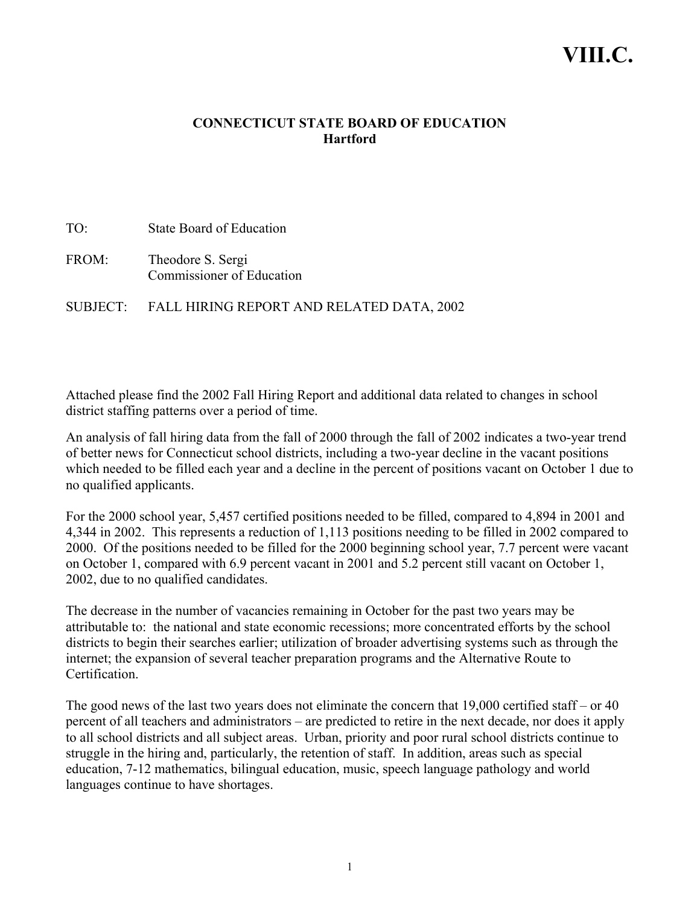# VIII.C.

**CONNECTICUT STATE BOARD OF EDUCATION**
**Hartford**

TO: State Board of Education

FROM: Theodore S. Sergi
Commissioner of Education

SUBJECT: FALL HIRING REPORT AND RELATED DATA, 2002

Attached please find the 2002 Fall Hiring Report and additional data related to changes in school district staffing patterns over a period of time.

An analysis of fall hiring data from the fall of 2000 through the fall of 2002 indicates a two-year trend of better news for Connecticut school districts, including a two-year decline in the vacant positions which needed to be filled each year and a decline in the percent of positions vacant on October 1 due to no qualified applicants.

For the 2000 school year, 5,457 certified positions needed to be filled, compared to 4,894 in 2001 and 4,344 in 2002. This represents a reduction of 1,113 positions needing to be filled in 2002 compared to 2000. Of the positions needed to be filled for the 2000 beginning school year, 7.7 percent were vacant on October 1, compared with 6.9 percent vacant in 2001 and 5.2 percent still vacant on October 1, 2002, due to no qualified candidates.

The decrease in the number of vacancies remaining in October for the past two years may be attributable to: the national and state economic recessions; more concentrated efforts by the school districts to begin their searches earlier; utilization of broader advertising systems such as through the internet; the expansion of several teacher preparation programs and the Alternative Route to Certification.

The good news of the last two years does not eliminate the concern that 19,000 certified staff – or 40 percent of all teachers and administrators – are predicted to retire in the next decade, nor does it apply to all school districts and all subject areas. Urban, priority and poor rural school districts continue to struggle in the hiring and, particularly, the retention of staff. In addition, areas such as special education, 7-12 mathematics, bilingual education, music, speech language pathology and world languages continue to have shortages.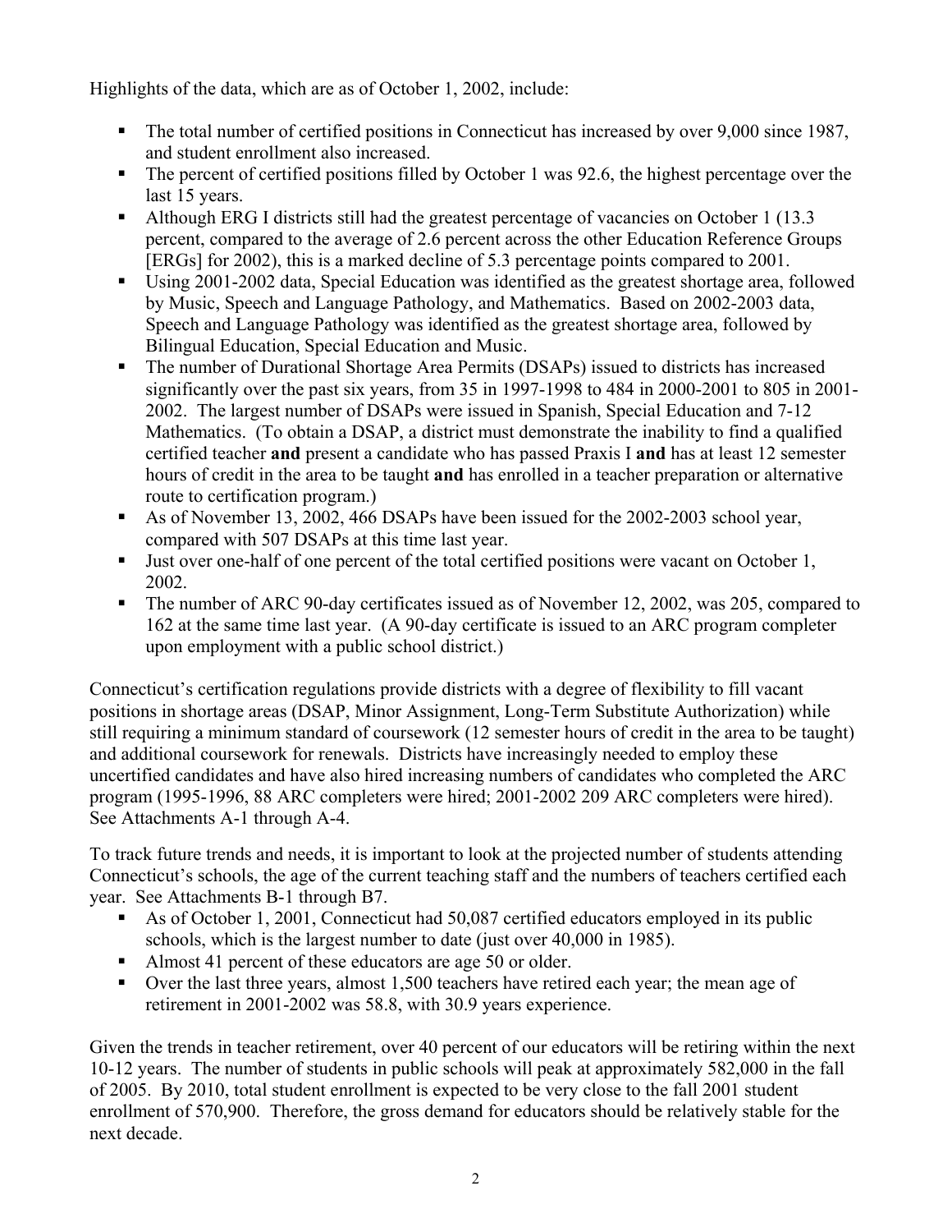Highlights of the data, which are as of October 1, 2002, include:

- The total number of certified positions in Connecticut has increased by over 9,000 since 1987, and student enrollment also increased.
- The percent of certified positions filled by October 1 was 92.6, the highest percentage over the last 15 years.
- Although ERG I districts still had the greatest percentage of vacancies on October 1 (13.3 percent, compared to the average of 2.6 percent across the other Education Reference Groups [ERGs] for 2002), this is a marked decline of 5.3 percentage points compared to 2001.
- Using 2001-2002 data, Special Education was identified as the greatest shortage area, followed by Music, Speech and Language Pathology, and Mathematics. Based on 2002-2003 data, Speech and Language Pathology was identified as the greatest shortage area, followed by Bilingual Education, Special Education and Music.
- The number of Durational Shortage Area Permits (DSAPs) issued to districts has increased significantly over the past six years, from 35 in 1997-1998 to 484 in 2000-2001 to 805 in 2001-2002. The largest number of DSAPs were issued in Spanish, Special Education and 7-12 Mathematics. (To obtain a DSAP, a district must demonstrate the inability to find a qualified certified teacher **and** present a candidate who has passed Praxis I **and** has at least 12 semester hours of credit in the area to be taught **and** has enrolled in a teacher preparation or alternative route to certification program.)
- As of November 13, 2002, 466 DSAPs have been issued for the 2002-2003 school year, compared with 507 DSAPs at this time last year.
- Just over one-half of one percent of the total certified positions were vacant on October 1, 2002.
- The number of ARC 90-day certificates issued as of November 12, 2002, was 205, compared to 162 at the same time last year. (A 90-day certificate is issued to an ARC program completer upon employment with a public school district.)

Connecticut's certification regulations provide districts with a degree of flexibility to fill vacant positions in shortage areas (DSAP, Minor Assignment, Long-Term Substitute Authorization) while still requiring a minimum standard of coursework (12 semester hours of credit in the area to be taught) and additional coursework for renewals. Districts have increasingly needed to employ these uncertified candidates and have also hired increasing numbers of candidates who completed the ARC program (1995-1996, 88 ARC completers were hired; 2001-2002 209 ARC completers were hired). See Attachments A-1 through A-4.

To track future trends and needs, it is important to look at the projected number of students attending Connecticut's schools, the age of the current teaching staff and the numbers of teachers certified each year. See Attachments B-1 through B7.

- As of October 1, 2001, Connecticut had 50,087 certified educators employed in its public schools, which is the largest number to date (just over 40,000 in 1985).
- Almost 41 percent of these educators are age 50 or older.
- Over the last three years, almost 1,500 teachers have retired each year; the mean age of retirement in 2001-2002 was 58.8, with 30.9 years experience.

Given the trends in teacher retirement, over 40 percent of our educators will be retiring within the next 10-12 years. The number of students in public schools will peak at approximately 582,000 in the fall of 2005. By 2010, total student enrollment is expected to be very close to the fall 2001 student enrollment of 570,900. Therefore, the gross demand for educators should be relatively stable for the next decade.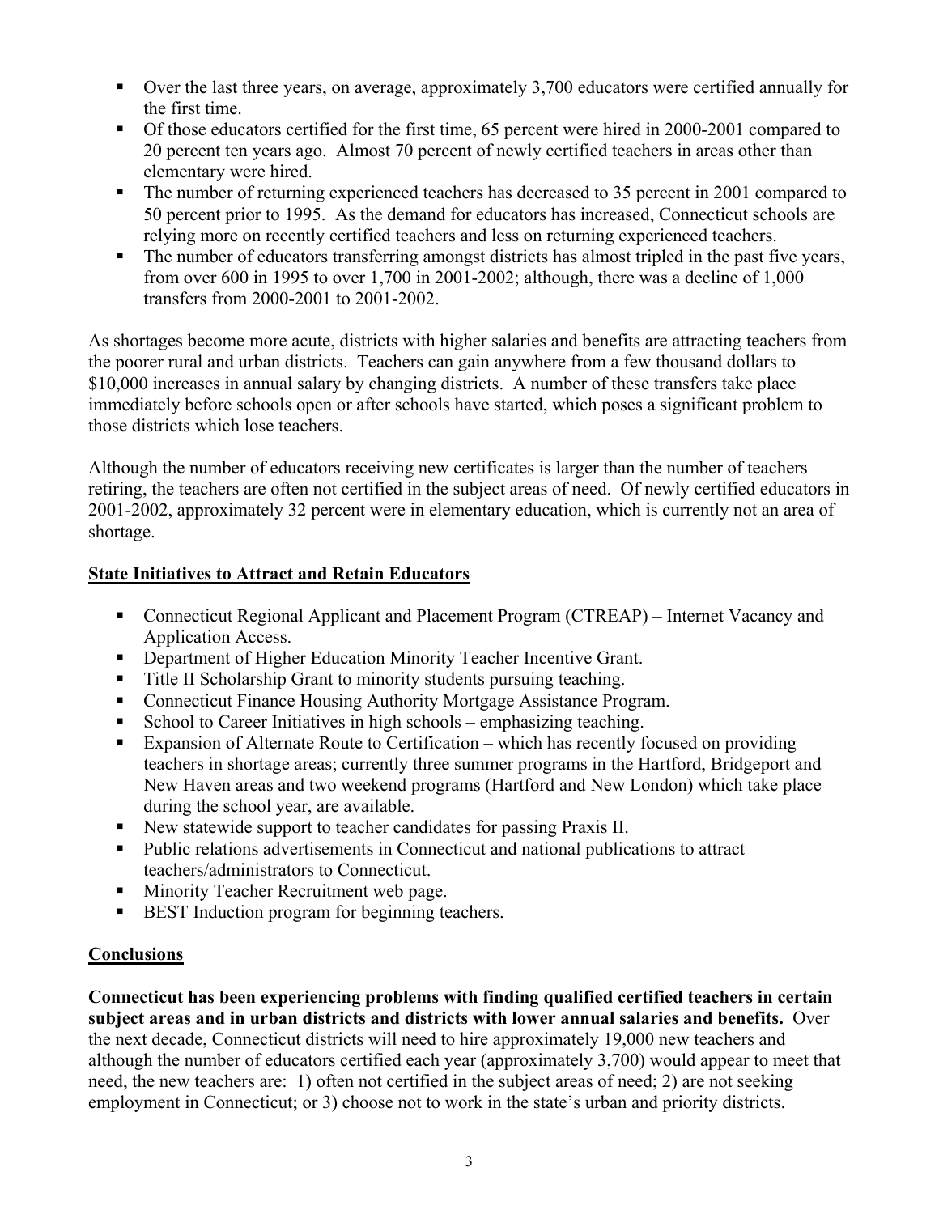- Over the last three years, on average, approximately 3,700 educators were certified annually for the first time.
- Of those educators certified for the first time, 65 percent were hired in 2000-2001 compared to 20 percent ten years ago. Almost 70 percent of newly certified teachers in areas other than elementary were hired.
- The number of returning experienced teachers has decreased to 35 percent in 2001 compared to 50 percent prior to 1995. As the demand for educators has increased, Connecticut schools are relying more on recently certified teachers and less on returning experienced teachers.
- The number of educators transferring amongst districts has almost tripled in the past five years, from over 600 in 1995 to over 1,700 in 2001-2002; although, there was a decline of 1,000 transfers from 2000-2001 to 2001-2002.

As shortages become more acute, districts with higher salaries and benefits are attracting teachers from the poorer rural and urban districts. Teachers can gain anywhere from a few thousand dollars to $10,000 increases in annual salary by changing districts. A number of these transfers take place immediately before schools open or after schools have started, which poses a significant problem to those districts which lose teachers.

Although the number of educators receiving new certificates is larger than the number of teachers retiring, the teachers are often not certified in the subject areas of need. Of newly certified educators in 2001-2002, approximately 32 percent were in elementary education, which is currently not an area of shortage.

## State Initiatives to Attract and Retain Educators

- Connecticut Regional Applicant and Placement Program (CTREAP) – Internet Vacancy and Application Access.
- Department of Higher Education Minority Teacher Incentive Grant.
- Title II Scholarship Grant to minority students pursuing teaching.
- Connecticut Finance Housing Authority Mortgage Assistance Program.
- School to Career Initiatives in high schools – emphasizing teaching.
- Expansion of Alternate Route to Certification – which has recently focused on providing teachers in shortage areas; currently three summer programs in the Hartford, Bridgeport and New Haven areas and two weekend programs (Hartford and New London) which take place during the school year, are available.
- New statewide support to teacher candidates for passing Praxis II.
- Public relations advertisements in Connecticut and national publications to attract teachers/administrators to Connecticut.
- Minority Teacher Recruitment web page.
- BEST Induction program for beginning teachers.

## Conclusions

**Connecticut has been experiencing problems with finding qualified certified teachers in certain subject areas and in urban districts and districts with lower annual salaries and benefits.** Over the next decade, Connecticut districts will need to hire approximately 19,000 new teachers and although the number of educators certified each year (approximately 3,700) would appear to meet that need, the new teachers are: 1) often not certified in the subject areas of need; 2) are not seeking employment in Connecticut; or 3) choose not to work in the state's urban and priority districts.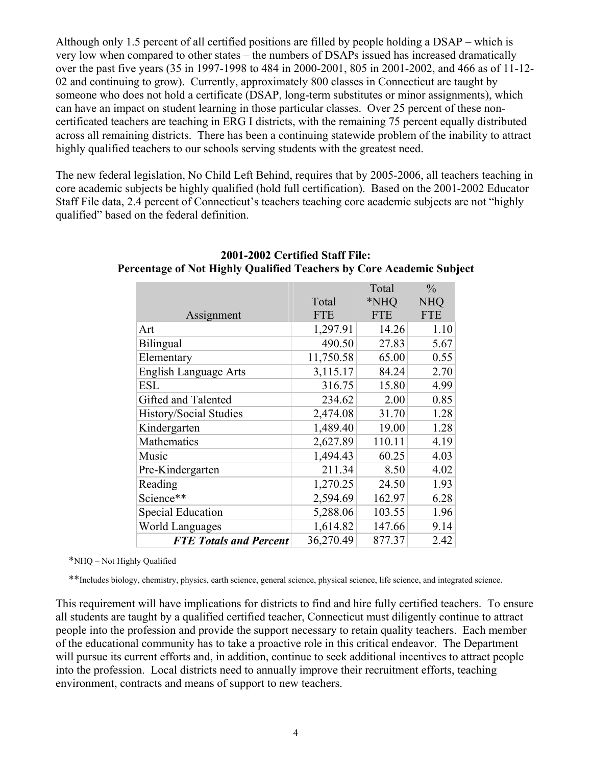Although only 1.5 percent of all certified positions are filled by people holding a DSAP – which is very low when compared to other states – the numbers of DSAPs issued has increased dramatically over the past five years (35 in 1997-1998 to 484 in 2000-2001, 805 in 2001-2002, and 466 as of 11-12-02 and continuing to grow). Currently, approximately 800 classes in Connecticut are taught by someone who does not hold a certificate (DSAP, long-term substitutes or minor assignments), which can have an impact on student learning in those particular classes. Over 25 percent of these non-certificated teachers are teaching in ERG I districts, with the remaining 75 percent equally distributed across all remaining districts. There has been a continuing statewide problem of the inability to attract highly qualified teachers to our schools serving students with the greatest need.

The new federal legislation, No Child Left Behind, requires that by 2005-2006, all teachers teaching in core academic subjects be highly qualified (hold full certification). Based on the 2001-2002 Educator Staff File data, 2.4 percent of Connecticut's teachers teaching core academic subjects are not "highly qualified" based on the federal definition.

**2001-2002 Certified Staff File:**
**Percentage of Not Highly Qualified Teachers by Core Academic Subject**

| Assignment | Total FTE | Total *NHQ FTE | % NHQ FTE |
|---|---|---|---|
| Art | 1,297.91 | 14.26 | 1.10 |
| Bilingual | 490.50 | 27.83 | 5.67 |
| Elementary | 11,750.58 | 65.00 | 0.55 |
| English Language Arts | 3,115.17 | 84.24 | 2.70 |
| ESL | 316.75 | 15.80 | 4.99 |
| Gifted and Talented | 234.62 | 2.00 | 0.85 |
| History/Social Studies | 2,474.08 | 31.70 | 1.28 |
| Kindergarten | 1,489.40 | 19.00 | 1.28 |
| Mathematics | 2,627.89 | 110.11 | 4.19 |
| Music | 1,494.43 | 60.25 | 4.03 |
| Pre-Kindergarten | 211.34 | 8.50 | 4.02 |
| Reading | 1,270.25 | 24.50 | 1.93 |
| Science** | 2,594.69 | 162.97 | 6.28 |
| Special Education | 5,288.06 | 103.55 | 1.96 |
| World Languages | 1,614.82 | 147.66 | 9.14 |
| ***FTE Totals and Percent*** | 36,270.49 | 877.37 | 2.42 |

*NHQ – Not Highly Qualified

**Includes biology, chemistry, physics, earth science, general science, physical science, life science, and integrated science.

This requirement will have implications for districts to find and hire fully certified teachers. To ensure all students are taught by a qualified certified teacher, Connecticut must diligently continue to attract people into the profession and provide the support necessary to retain quality teachers. Each member of the educational community has to take a proactive role in this critical endeavor. The Department will pursue its current efforts and, in addition, continue to seek additional incentives to attract people into the profession. Local districts need to annually improve their recruitment efforts, teaching environment, contracts and means of support to new teachers.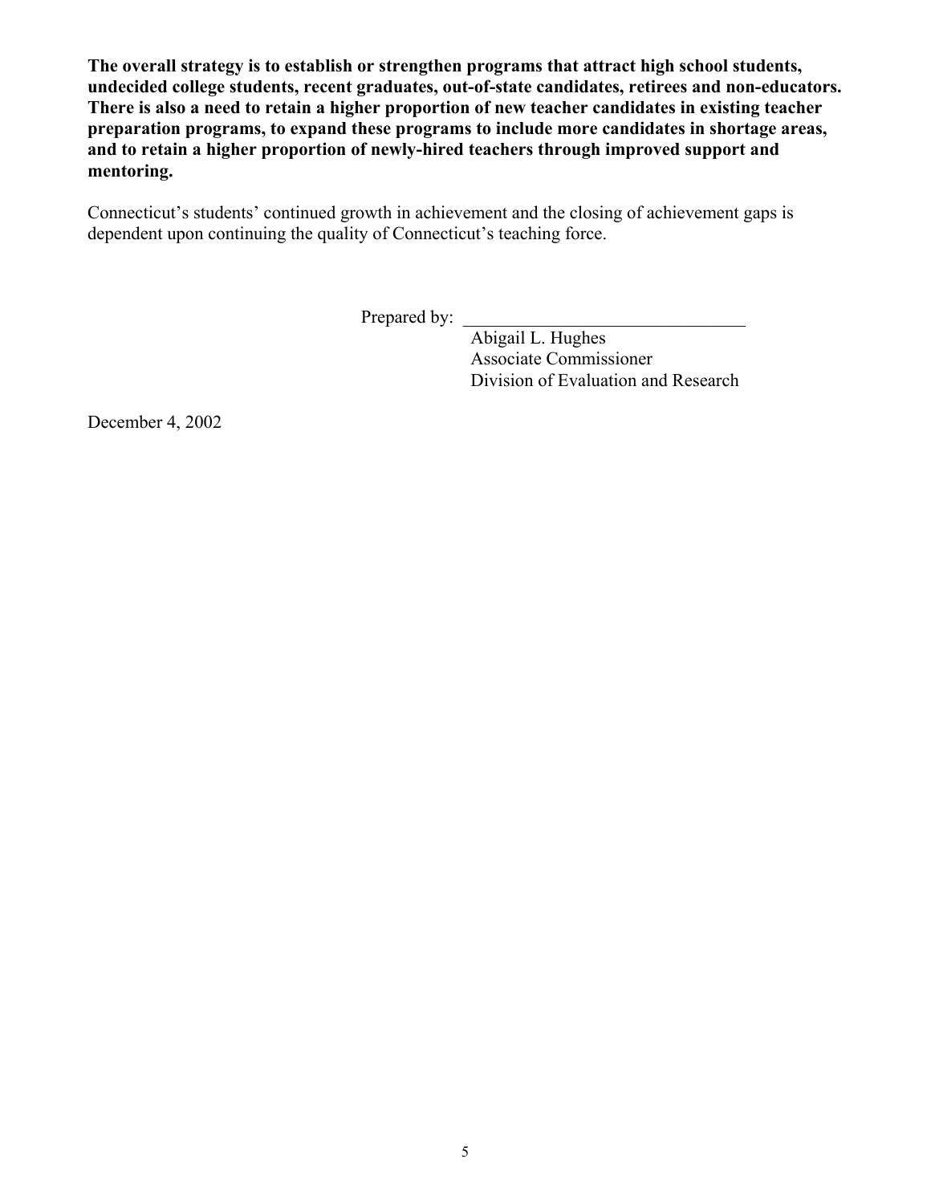**The overall strategy is to establish or strengthen programs that attract high school students, undecided college students, recent graduates, out-of-state candidates, retirees and non-educators. There is also a need to retain a higher proportion of new teacher candidates in existing teacher preparation programs, to expand these programs to include more candidates in shortage areas, and to retain a higher proportion of newly-hired teachers through improved support and mentoring.**

Connecticut's students' continued growth in achievement and the closing of achievement gaps is dependent upon continuing the quality of Connecticut's teaching force.

Prepared by: \_\_\_\_\_\_\_\_\_\_\_\_\_\_\_\_\_\_\_\_\_\_\_\_\_\_\_\_\_\_\_

Abigail L. Hughes
Associate Commissioner
Division of Evaluation and Research

December 4, 2002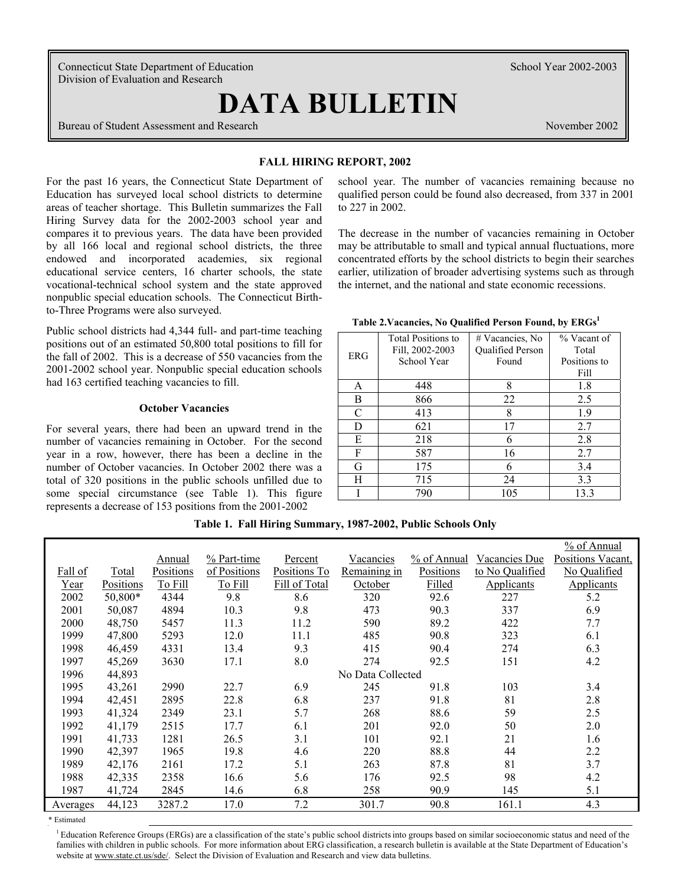Connecticut State Department of Education
Division of Evaluation and Research

School Year 2002-2003

# DATA BULLETIN

Bureau of Student Assessment and Research

November 2002

## FALL HIRING REPORT, 2002

For the past 16 years, the Connecticut State Department of Education has surveyed local school districts to determine areas of teacher shortage. This Bulletin summarizes the Fall Hiring Survey data for the 2002-2003 school year and compares it to previous years. The data have been provided by all 166 local and regional school districts, the three endowed and incorporated academies, six regional educational service centers, 16 charter schools, the state vocational-technical school system and the state approved nonpublic special education schools. The Connecticut Birth-to-Three Programs were also surveyed.

Public school districts had 4,344 full- and part-time teaching positions out of an estimated 50,800 total positions to fill for the fall of 2002. This is a decrease of 550 vacancies from the 2001-2002 school year. Nonpublic special education schools had 163 certified teaching vacancies to fill.

### October Vacancies

For several years, there had been an upward trend in the number of vacancies remaining in October. For the second year in a row, however, there has been a decline in the number of October vacancies. In October 2002 there was a total of 320 positions in the public schools unfilled due to some special circumstance (see Table 1). This figure represents a decrease of 153 positions from the 2001-2002 school year. The number of vacancies remaining because no qualified person could be found also decreased, from 337 in 2001 to 227 in 2002.

The decrease in the number of vacancies remaining in October may be attributable to small and typical annual fluctuations, more concentrated efforts by the school districts to begin their searches earlier, utilization of broader advertising systems such as through the internet, and the national and state economic recessions.

**Table 2.Vacancies, No Qualified Person Found, by ERGs[1]**

| ERG | Total Positions to Fill, 2002-2003 School Year | # Vacancies, No Qualified Person Found | % Vacant of Total Positions to Fill |
|---|---|---|---|
| A | 448 | 8 | 1.8 |
| B | 866 | 22 | 2.5 |
| C | 413 | 8 | 1.9 |
| D | 621 | 17 | 2.7 |
| E | 218 | 6 | 2.8 |
| F | 587 | 16 | 2.7 |
| G | 175 | 6 | 3.4 |
| H | 715 | 24 | 3.3 |
| I | 790 | 105 | 13.3 |

**Table 1. Fall Hiring Summary, 1987-2002, Public Schools Only**

| Fall of Year | Total Positions | Annual Positions To Fill | % Part-time of Positions To Fill | Percent Positions To Fill of Total | Vacancies Remaining in October | % of Annual Positions Filled | Vacancies Due to No Qualified Applicants | % of Annual Positions Vacant, No Qualified Applicants |
|---|---|---|---|---|---|---|---|---|
| 2002 | 50,800* | 4344 | 9.8 | 8.6 | 320 | 92.6 | 227 | 5.2 |
| 2001 | 50,087 | 4894 | 10.3 | 9.8 | 473 | 90.3 | 337 | 6.9 |
| 2000 | 48,750 | 5457 | 11.3 | 11.2 | 590 | 89.2 | 422 | 7.7 |
| 1999 | 47,800 | 5293 | 12.0 | 11.1 | 485 | 90.8 | 323 | 6.1 |
| 1998 | 46,459 | 4331 | 13.4 | 9.3 | 415 | 90.4 | 274 | 6.3 |
| 1997 | 45,269 | 3630 | 17.1 | 8.0 | 274 | 92.5 | 151 | 4.2 |
| 1996 | 44,893 | | | | No Data Collected | | | |
| 1995 | 43,261 | 2990 | 22.7 | 6.9 | 245 | 91.8 | 103 | 3.4 |
| 1994 | 42,451 | 2895 | 22.8 | 6.8 | 237 | 91.8 | 81 | 2.8 |
| 1993 | 41,324 | 2349 | 23.1 | 5.7 | 268 | 88.6 | 59 | 2.5 |
| 1992 | 41,179 | 2515 | 17.7 | 6.1 | 201 | 92.0 | 50 | 2.0 |
| 1991 | 41,733 | 1281 | 26.5 | 3.1 | 101 | 92.1 | 21 | 1.6 |
| 1990 | 42,397 | 1965 | 19.8 | 4.6 | 220 | 88.8 | 44 | 2.2 |
| 1989 | 42,176 | 2161 | 17.2 | 5.1 | 263 | 87.8 | 81 | 3.7 |
| 1988 | 42,335 | 2358 | 16.6 | 5.6 | 176 | 92.5 | 98 | 4.2 |
| 1987 | 41,724 | 2845 | 14.6 | 6.8 | 258 | 90.9 | 145 | 5.1 |
| Averages | 44,123 | 3287.2 | 17.0 | 7.2 | 301.7 | 90.8 | 161.1 | 4.3 |

\* Estimated

[1] Education Reference Groups (ERGs) are a classification of the state's public school districts into groups based on similar socioeconomic status and need of the families with children in public schools. For more information about ERG classification, a research bulletin is available at the State Department of Education's website at www.state.ct.us/sde/. Select the Division of Evaluation and Research and view data bulletins.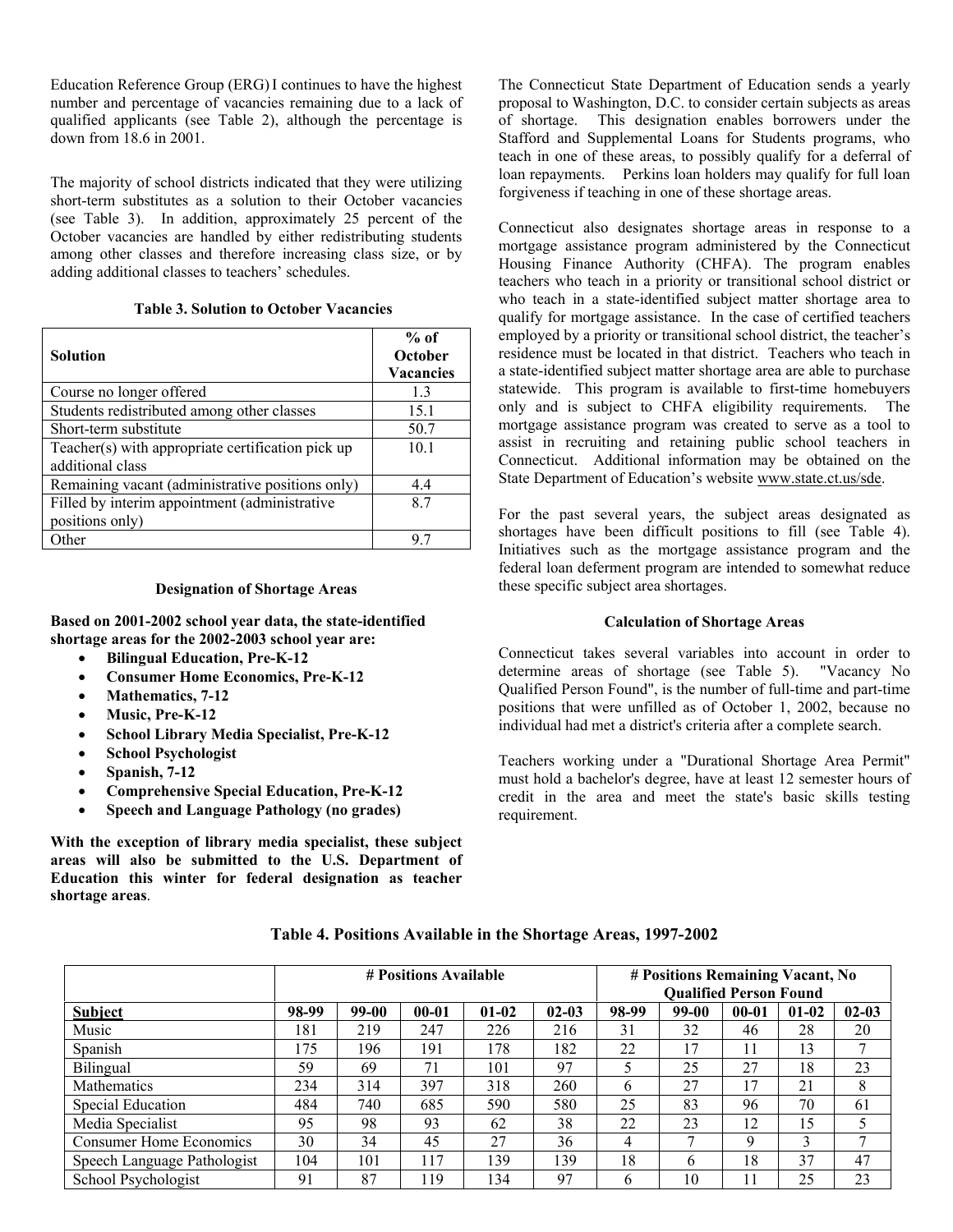Education Reference Group (ERG) I continues to have the highest number and percentage of vacancies remaining due to a lack of qualified applicants (see Table 2), although the percentage is down from 18.6 in 2001.

The majority of school districts indicated that they were utilizing short-term substitutes as a solution to their October vacancies (see Table 3). In addition, approximately 25 percent of the October vacancies are handled by either redistributing students among other classes and therefore increasing class size, or by adding additional classes to teachers' schedules.

**Table 3. Solution to October Vacancies**

| Solution | % of October Vacancies |
|---|---|
| Course no longer offered | 1.3 |
| Students redistributed among other classes | 15.1 |
| Short-term substitute | 50.7 |
| Teacher(s) with appropriate certification pick up additional class | 10.1 |
| Remaining vacant (administrative positions only) | 4.4 |
| Filled by interim appointment (administrative positions only) | 8.7 |
| Other | 9.7 |

### Designation of Shortage Areas

**Based on 2001-2002 school year data, the state-identified shortage areas for the 2002-2003 school year are:**

- **Bilingual Education, Pre-K-12**
- **Consumer Home Economics, Pre-K-12**
- **Mathematics, 7-12**
- **Music, Pre-K-12**
- **School Library Media Specialist, Pre-K-12**
- **School Psychologist**
- **Spanish, 7-12**
- **Comprehensive Special Education, Pre-K-12**
- **Speech and Language Pathology (no grades)**

**With the exception of library media specialist, these subject areas will also be submitted to the U.S. Department of Education this winter for federal designation as teacher shortage areas**.

The Connecticut State Department of Education sends a yearly proposal to Washington, D.C. to consider certain subjects as areas of shortage. This designation enables borrowers under the Stafford and Supplemental Loans for Students programs, who teach in one of these areas, to possibly qualify for a deferral of loan repayments. Perkins loan holders may qualify for full loan forgiveness if teaching in one of these shortage areas.

Connecticut also designates shortage areas in response to a mortgage assistance program administered by the Connecticut Housing Finance Authority (CHFA). The program enables teachers who teach in a priority or transitional school district or who teach in a state-identified subject matter shortage area to qualify for mortgage assistance. In the case of certified teachers employed by a priority or transitional school district, the teacher's residence must be located in that district. Teachers who teach in a state-identified subject matter shortage area are able to purchase statewide. This program is available to first-time homebuyers only and is subject to CHFA eligibility requirements. The mortgage assistance program was created to serve as a tool to assist in recruiting and retaining public school teachers in Connecticut. Additional information may be obtained on the State Department of Education's website www.state.ct.us/sde.

For the past several years, the subject areas designated as shortages have been difficult positions to fill (see Table 4). Initiatives such as the mortgage assistance program and the federal loan deferment program are intended to somewhat reduce these specific subject area shortages.

### Calculation of Shortage Areas

Connecticut takes several variables into account in order to determine areas of shortage (see Table 5). "Vacancy No Qualified Person Found", is the number of full-time and part-time positions that were unfilled as of October 1, 2002, because no individual had met a district's criteria after a complete search.

Teachers working under a "Durational Shortage Area Permit" must hold a bachelor's degree, have at least 12 semester hours of credit in the area and meet the state's basic skills testing requirement.

**Table 4. Positions Available in the Shortage Areas, 1997-2002**

| | # Positions Available | | | | | # Positions Remaining Vacant, No Qualified Person Found | | | | |
|---|---|---|---|---|---|---|---|---|---|---|
| **Subject** | **98-99** | **99-00** | **00-01** | **01-02** | **02-03** | **98-99** | **99-00** | **00-01** | **01-02** | **02-03** |
| Music | 181 | 219 | 247 | 226 | 216 | 31 | 32 | 46 | 28 | 20 |
| Spanish | 175 | 196 | 191 | 178 | 182 | 22 | 17 | 11 | 13 | 7 |
| Bilingual | 59 | 69 | 71 | 101 | 97 | 5 | 25 | 27 | 18 | 23 |
| Mathematics | 234 | 314 | 397 | 318 | 260 | 6 | 27 | 17 | 21 | 8 |
| Special Education | 484 | 740 | 685 | 590 | 580 | 25 | 83 | 96 | 70 | 61 |
| Media Specialist | 95 | 98 | 93 | 62 | 38 | 22 | 23 | 12 | 15 | 5 |
| Consumer Home Economics | 30 | 34 | 45 | 27 | 36 | 4 | 7 | 9 | 3 | 7 |
| Speech Language Pathologist | 104 | 101 | 117 | 139 | 139 | 18 | 6 | 18 | 37 | 47 |
| School Psychologist | 91 | 87 | 119 | 134 | 97 | 6 | 10 | 11 | 25 | 23 |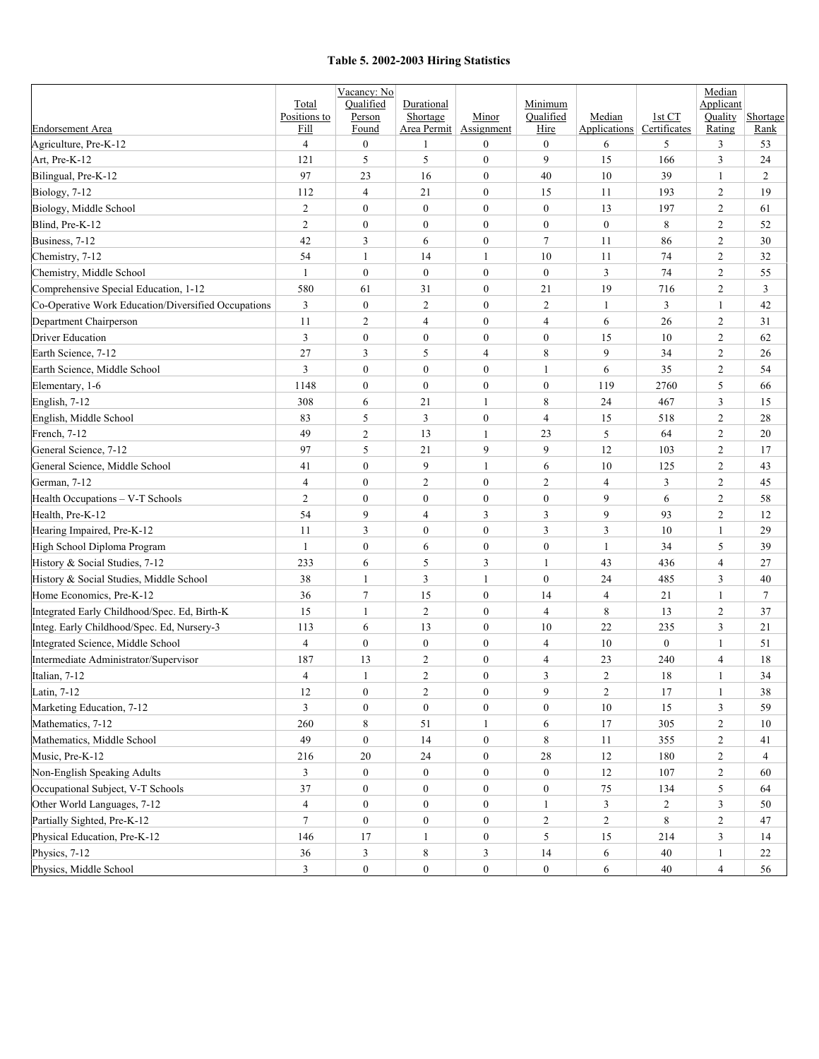**Table 5. 2002-2003 Hiring Statistics**

| Endorsement Area | Total Positions to Fill | Vacancy: No Qualified Person Found | Durational Shortage Area Permit | Minor Assignment | Minimum Qualified Hire | Median Applications | 1st CT Certificates | Median Applicant Quality Rating | Shortage Rank |
|---|---|---|---|---|---|---|---|---|---|
| Agriculture, Pre-K-12 | 4 | 0 | 1 | 0 | 0 | 6 | 5 | 3 | 53 |
| Art, Pre-K-12 | 121 | 5 | 5 | 0 | 9 | 15 | 166 | 3 | 24 |
| Bilingual, Pre-K-12 | 97 | 23 | 16 | 0 | 40 | 10 | 39 | 1 | 2 |
| Biology, 7-12 | 112 | 4 | 21 | 0 | 15 | 11 | 193 | 2 | 19 |
| Biology, Middle School | 2 | 0 | 0 | 0 | 0 | 13 | 197 | 2 | 61 |
| Blind, Pre-K-12 | 2 | 0 | 0 | 0 | 0 | 0 | 8 | 2 | 52 |
| Business, 7-12 | 42 | 3 | 6 | 0 | 7 | 11 | 86 | 2 | 30 |
| Chemistry, 7-12 | 54 | 1 | 14 | 1 | 10 | 11 | 74 | 2 | 32 |
| Chemistry, Middle School | 1 | 0 | 0 | 0 | 0 | 3 | 74 | 2 | 55 |
| Comprehensive Special Education, 1-12 | 580 | 61 | 31 | 0 | 21 | 19 | 716 | 2 | 3 |
| Co-Operative Work Education/Diversified Occupations | 3 | 0 | 2 | 0 | 2 | 1 | 3 | 1 | 42 |
| Department Chairperson | 11 | 2 | 4 | 0 | 4 | 6 | 26 | 2 | 31 |
| Driver Education | 3 | 0 | 0 | 0 | 0 | 15 | 10 | 2 | 62 |
| Earth Science, 7-12 | 27 | 3 | 5 | 4 | 8 | 9 | 34 | 2 | 26 |
| Earth Science, Middle School | 3 | 0 | 0 | 0 | 1 | 6 | 35 | 2 | 54 |
| Elementary, 1-6 | 1148 | 0 | 0 | 0 | 0 | 119 | 2760 | 5 | 66 |
| English, 7-12 | 308 | 6 | 21 | 1 | 8 | 24 | 467 | 3 | 15 |
| English, Middle School | 83 | 5 | 3 | 0 | 4 | 15 | 518 | 2 | 28 |
| French, 7-12 | 49 | 2 | 13 | 1 | 23 | 5 | 64 | 2 | 20 |
| General Science, 7-12 | 97 | 5 | 21 | 9 | 9 | 12 | 103 | 2 | 17 |
| General Science, Middle School | 41 | 0 | 9 | 1 | 6 | 10 | 125 | 2 | 43 |
| German, 7-12 | 4 | 0 | 2 | 0 | 2 | 4 | 3 | 2 | 45 |
| Health Occupations – V-T Schools | 2 | 0 | 0 | 0 | 0 | 9 | 6 | 2 | 58 |
| Health, Pre-K-12 | 54 | 9 | 4 | 3 | 3 | 9 | 93 | 2 | 12 |
| Hearing Impaired, Pre-K-12 | 11 | 3 | 0 | 0 | 3 | 3 | 10 | 1 | 29 |
| High School Diploma Program | 1 | 0 | 6 | 0 | 0 | 1 | 34 | 5 | 39 |
| History & Social Studies, 7-12 | 233 | 6 | 5 | 3 | 1 | 43 | 436 | 4 | 27 |
| History & Social Studies, Middle School | 38 | 1 | 3 | 1 | 0 | 24 | 485 | 3 | 40 |
| Home Economics, Pre-K-12 | 36 | 7 | 15 | 0 | 14 | 4 | 21 | 1 | 7 |
| Integrated Early Childhood/Spec. Ed, Birth-K | 15 | 1 | 2 | 0 | 4 | 8 | 13 | 2 | 37 |
| Integ. Early Childhood/Spec. Ed, Nursery-3 | 113 | 6 | 13 | 0 | 10 | 22 | 235 | 3 | 21 |
| Integrated Science, Middle School | 4 | 0 | 0 | 0 | 4 | 10 | 0 | 1 | 51 |
| Intermediate Administrator/Supervisor | 187 | 13 | 2 | 0 | 4 | 23 | 240 | 4 | 18 |
| Italian, 7-12 | 4 | 1 | 2 | 0 | 3 | 2 | 18 | 1 | 34 |
| Latin, 7-12 | 12 | 0 | 2 | 0 | 9 | 2 | 17 | 1 | 38 |
| Marketing Education, 7-12 | 3 | 0 | 0 | 0 | 0 | 10 | 15 | 3 | 59 |
| Mathematics, 7-12 | 260 | 8 | 51 | 1 | 6 | 17 | 305 | 2 | 10 |
| Mathematics, Middle School | 49 | 0 | 14 | 0 | 8 | 11 | 355 | 2 | 41 |
| Music, Pre-K-12 | 216 | 20 | 24 | 0 | 28 | 12 | 180 | 2 | 4 |
| Non-English Speaking Adults | 3 | 0 | 0 | 0 | 0 | 12 | 107 | 2 | 60 |
| Occupational Subject, V-T Schools | 37 | 0 | 0 | 0 | 0 | 75 | 134 | 5 | 64 |
| Other World Languages, 7-12 | 4 | 0 | 0 | 0 | 1 | 3 | 2 | 3 | 50 |
| Partially Sighted, Pre-K-12 | 7 | 0 | 0 | 0 | 2 | 2 | 8 | 2 | 47 |
| Physical Education, Pre-K-12 | 146 | 17 | 1 | 0 | 5 | 15 | 214 | 3 | 14 |
| Physics, 7-12 | 36 | 3 | 8 | 3 | 14 | 6 | 40 | 1 | 22 |
| Physics, Middle School | 3 | 0 | 0 | 0 | 0 | 6 | 40 | 4 | 56 |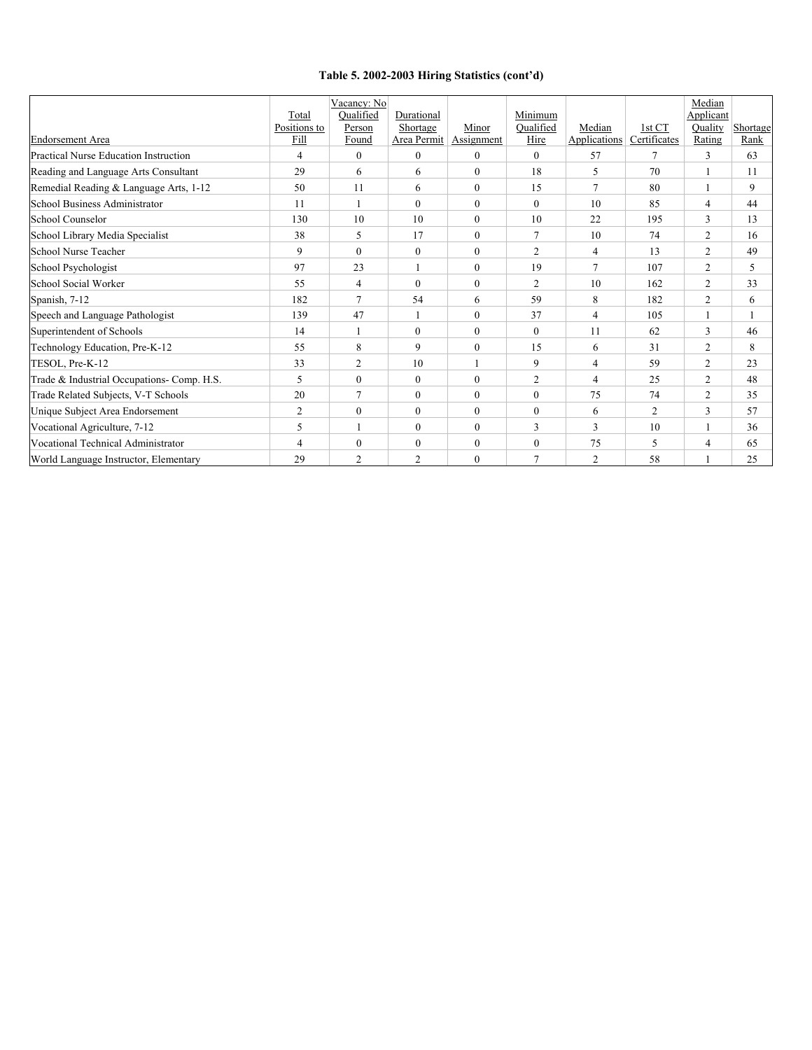**Table 5. 2002-2003 Hiring Statistics (cont'd)**

| Endorsement Area | Total Positions to Fill | Vacancy: No Qualified Person Found | Durational Shortage Area Permit | Minor Assignment | Minimum Qualified Hire | Median Applications | 1st CT Certificates | Median Applicant Quality Rating | Shortage Rank |
|---|---|---|---|---|---|---|---|---|---|
| Practical Nurse Education Instruction | 4 | 0 | 0 | 0 | 0 | 57 | 7 | 3 | 63 |
| Reading and Language Arts Consultant | 29 | 6 | 6 | 0 | 18 | 5 | 70 | 1 | 11 |
| Remedial Reading & Language Arts, 1-12 | 50 | 11 | 6 | 0 | 15 | 7 | 80 | 1 | 9 |
| School Business Administrator | 11 | 1 | 0 | 0 | 0 | 10 | 85 | 4 | 44 |
| School Counselor | 130 | 10 | 10 | 0 | 10 | 22 | 195 | 3 | 13 |
| School Library Media Specialist | 38 | 5 | 17 | 0 | 7 | 10 | 74 | 2 | 16 |
| School Nurse Teacher | 9 | 0 | 0 | 0 | 2 | 4 | 13 | 2 | 49 |
| School Psychologist | 97 | 23 | 1 | 0 | 19 | 7 | 107 | 2 | 5 |
| School Social Worker | 55 | 4 | 0 | 0 | 2 | 10 | 162 | 2 | 33 |
| Spanish, 7-12 | 182 | 7 | 54 | 6 | 59 | 8 | 182 | 2 | 6 |
| Speech and Language Pathologist | 139 | 47 | 1 | 0 | 37 | 4 | 105 | 1 | 1 |
| Superintendent of Schools | 14 | 1 | 0 | 0 | 0 | 11 | 62 | 3 | 46 |
| Technology Education, Pre-K-12 | 55 | 8 | 9 | 0 | 15 | 6 | 31 | 2 | 8 |
| TESOL, Pre-K-12 | 33 | 2 | 10 | 1 | 9 | 4 | 59 | 2 | 23 |
| Trade & Industrial Occupations- Comp. H.S. | 5 | 0 | 0 | 0 | 2 | 4 | 25 | 2 | 48 |
| Trade Related Subjects, V-T Schools | 20 | 7 | 0 | 0 | 0 | 75 | 74 | 2 | 35 |
| Unique Subject Area Endorsement | 2 | 0 | 0 | 0 | 0 | 6 | 2 | 3 | 57 |
| Vocational Agriculture, 7-12 | 5 | 1 | 0 | 0 | 3 | 3 | 10 | 1 | 36 |
| Vocational Technical Administrator | 4 | 0 | 0 | 0 | 0 | 75 | 5 | 4 | 65 |
| World Language Instructor, Elementary | 29 | 2 | 2 | 0 | 7 | 2 | 58 | 1 | 25 |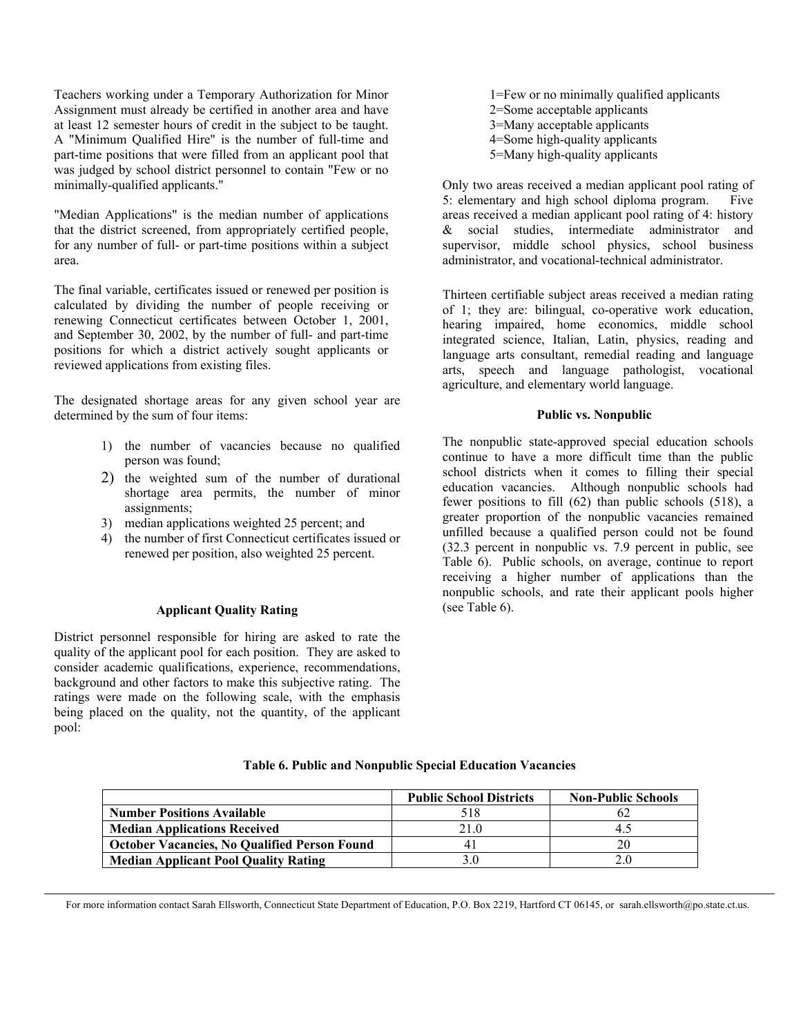Teachers working under a Temporary Authorization for Minor Assignment must already be certified in another area and have at least 12 semester hours of credit in the subject to be taught. A "Minimum Qualified Hire" is the number of full-time and part-time positions that were filled from an applicant pool that was judged by school district personnel to contain "Few or no minimally-qualified applicants."

"Median Applications" is the median number of applications that the district screened, from appropriately certified people, for any number of full- or part-time positions within a subject area.

The final variable, certificates issued or renewed per position is calculated by dividing the number of people receiving or renewing Connecticut certificates between October 1, 2001, and September 30, 2002, by the number of full- and part-time positions for which a district actively sought applicants or reviewed applications from existing files.

The designated shortage areas for any given school year are determined by the sum of four items:

1) the number of vacancies because no qualified person was found;
2) the weighted sum of the number of durational shortage area permits, the number of minor assignments;
3) median applications weighted 25 percent; and
4) the number of first Connecticut certificates issued or renewed per position, also weighted 25 percent.

### Applicant Quality Rating

District personnel responsible for hiring are asked to rate the quality of the applicant pool for each position. They are asked to consider academic qualifications, experience, recommendations, background and other factors to make this subjective rating. The ratings were made on the following scale, with the emphasis being placed on the quality, not the quantity, of the applicant pool:

1=Few or no minimally qualified applicants
2=Some acceptable applicants
3=Many acceptable applicants
4=Some high-quality applicants
5=Many high-quality applicants

Only two areas received a median applicant pool rating of 5: elementary and high school diploma program. Five areas received a median applicant pool rating of 4: history & social studies, intermediate administrator and supervisor, middle school physics, school business administrator, and vocational-technical administrator.

Thirteen certifiable subject areas received a median rating of 1; they are: bilingual, co-operative work education, hearing impaired, home economics, middle school integrated science, Italian, Latin, physics, reading and language arts consultant, remedial reading and language arts, speech and language pathologist, vocational agriculture, and elementary world language.

### Public vs. Nonpublic

The nonpublic state-approved special education schools continue to have a more difficult time than the public school districts when it comes to filling their special education vacancies. Although nonpublic schools had fewer positions to fill (62) than public schools (518), a greater proportion of the nonpublic vacancies remained unfilled because a qualified person could not be found (32.3 percent in nonpublic vs. 7.9 percent in public, see Table 6). Public schools, on average, continue to report receiving a higher number of applications than the nonpublic schools, and rate their applicant pools higher (see Table 6).

**Table 6. Public and Nonpublic Special Education Vacancies**

| | Public School Districts | Non-Public Schools |
|---|---|---|
| **Number Positions Available** | 518 | 62 |
| **Median Applications Received** | 21.0 | 4.5 |
| **October Vacancies, No Qualified Person Found** | 41 | 20 |
| **Median Applicant Pool Quality Rating** | 3.0 | 2.0 |

For more information contact Sarah Ellsworth, Connecticut State Department of Education, P.O. Box 2219, Hartford CT 06145, or sarah.ellsworth@po.state.ct.us.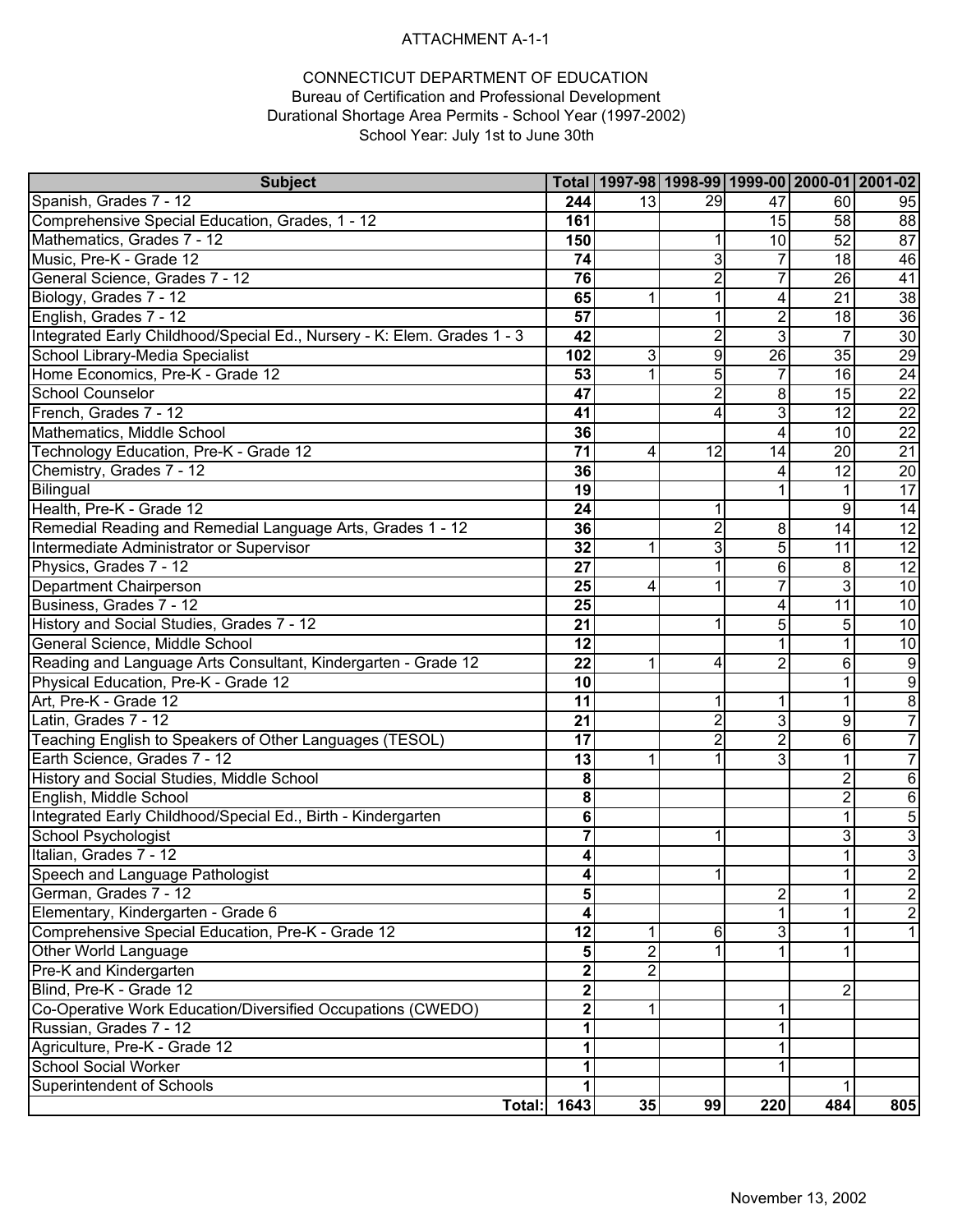ATTACHMENT A-1-1

CONNECTICUT DEPARTMENT OF EDUCATION
Bureau of Certification and Professional Development
Durational Shortage Area Permits - School Year (1997-2002)
School Year: July 1st to June 30th

| Subject | Total | 1997-98 | 1998-99 | 1999-00 | 2000-01 | 2001-02 |
|---|---|---|---|---|---|---|
| Spanish, Grades 7 - 12 | **244** | 13 | 29 | 47 | 60 | 95 |
| Comprehensive Special Education, Grades, 1 - 12 | **161** | | | 15 | 58 | 88 |
| Mathematics, Grades 7 - 12 | **150** | | 1 | 10 | 52 | 87 |
| Music, Pre-K - Grade 12 | **74** | | 3 | 7 | 18 | 46 |
| General Science, Grades 7 - 12 | **76** | | 2 | 7 | 26 | 41 |
| Biology, Grades 7 - 12 | **65** | 1 | 1 | 4 | 21 | 38 |
| English, Grades 7 - 12 | **57** | | 1 | 2 | 18 | 36 |
| Integrated Early Childhood/Special Ed., Nursery - K: Elem. Grades 1 - 3 | **42** | | 2 | 3 | 7 | 30 |
| School Library-Media Specialist | **102** | 3 | 9 | 26 | 35 | 29 |
| Home Economics, Pre-K - Grade 12 | **53** | 1 | 5 | 7 | 16 | 24 |
| School Counselor | **47** | | 2 | 8 | 15 | 22 |
| French, Grades 7 - 12 | **41** | | 4 | 3 | 12 | 22 |
| Mathematics, Middle School | **36** | | | 4 | 10 | 22 |
| Technology Education, Pre-K - Grade 12 | **71** | 4 | 12 | 14 | 20 | 21 |
| Chemistry, Grades 7 - 12 | **36** | | | 4 | 12 | 20 |
| Bilingual | **19** | | | 1 | 1 | 17 |
| Health, Pre-K - Grade 12 | **24** | | 1 | | 9 | 14 |
| Remedial Reading and Remedial Language Arts, Grades 1 - 12 | **36** | | 2 | 8 | 14 | 12 |
| Intermediate Administrator or Supervisor | **32** | 1 | 3 | 5 | 11 | 12 |
| Physics, Grades 7 - 12 | **27** | | 1 | 6 | 8 | 12 |
| Department Chairperson | **25** | 4 | 1 | 7 | 3 | 10 |
| Business, Grades 7 - 12 | **25** | | | 4 | 11 | 10 |
| History and Social Studies, Grades 7 - 12 | **21** | | 1 | 5 | 5 | 10 |
| General Science, Middle School | **12** | | | 1 | 1 | 10 |
| Reading and Language Arts Consultant, Kindergarten - Grade 12 | **22** | 1 | 4 | 2 | 6 | 9 |
| Physical Education, Pre-K - Grade 12 | **10** | | | | 1 | 9 |
| Art, Pre-K - Grade 12 | **11** | | 1 | 1 | 1 | 8 |
| Latin, Grades 7 - 12 | **21** | | 2 | 3 | 9 | 7 |
| Teaching English to Speakers of Other Languages (TESOL) | **17** | | 2 | 2 | 6 | 7 |
| Earth Science, Grades 7 - 12 | **13** | 1 | 1 | 3 | 1 | 7 |
| History and Social Studies, Middle School | **8** | | | | 2 | 6 |
| English, Middle School | **8** | | | | 2 | 6 |
| Integrated Early Childhood/Special Ed., Birth - Kindergarten | **6** | | | | 1 | 5 |
| School Psychologist | **7** | | 1 | | 3 | 3 |
| Italian, Grades 7 - 12 | **4** | | | | 1 | 3 |
| Speech and Language Pathologist | **4** | | 1 | | 1 | 2 |
| German, Grades 7 - 12 | **5** | | | 2 | 1 | 2 |
| Elementary, Kindergarten - Grade 6 | **4** | | | 1 | 1 | 2 |
| Comprehensive Special Education, Pre-K - Grade 12 | **12** | 1 | 6 | 3 | 1 | 1 |
| Other World Language | **5** | 2 | 1 | 1 | 1 | |
| Pre-K and Kindergarten | **2** | 2 | | | | |
| Blind, Pre-K - Grade 12 | **2** | | | | 2 | |
| Co-Operative Work Education/Diversified Occupations (CWEDO) | **2** | 1 | | 1 | | |
| Russian, Grades 7 - 12 | **1** | | | 1 | | |
| Agriculture, Pre-K - Grade 12 | **1** | | | 1 | | |
| School Social Worker | **1** | | | 1 | | |
| Superintendent of Schools | **1** | | | | 1 | |
| **Total:** | **1643** | **35** | **99** | **220** | **484** | **805** |

November 13, 2002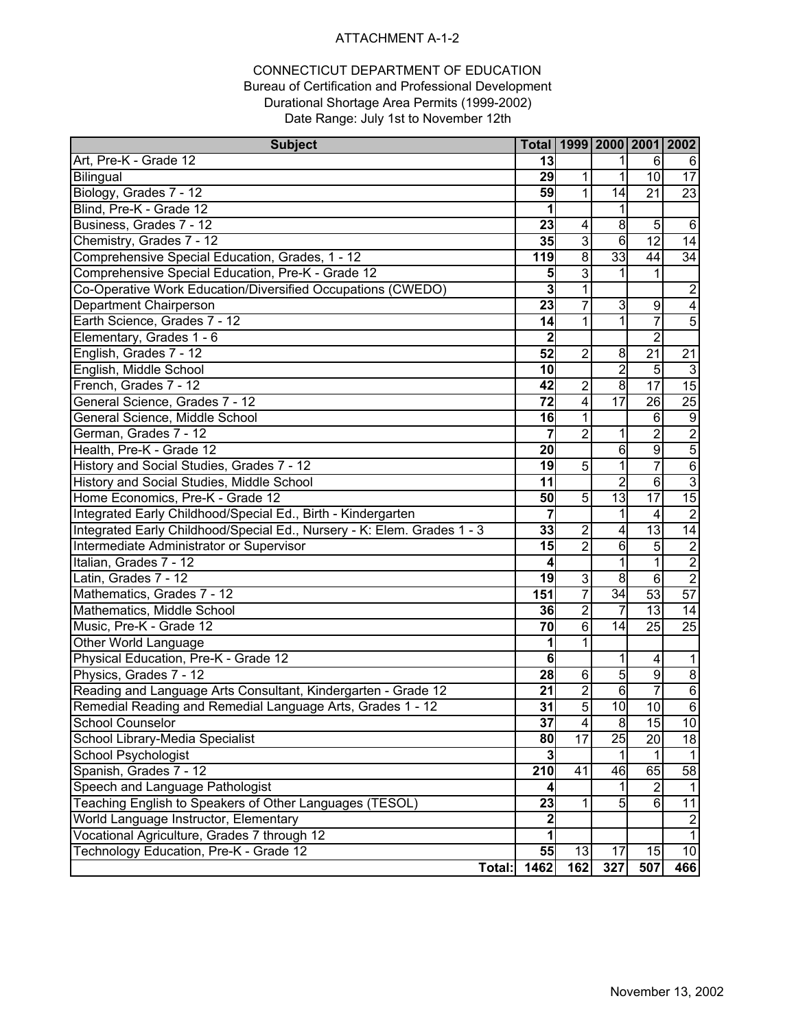ATTACHMENT A-1-2

CONNECTICUT DEPARTMENT OF EDUCATION
Bureau of Certification and Professional Development
Durational Shortage Area Permits (1999-2002)
Date Range: July 1st to November 12th

| Subject | Total | 1999 | 2000 | 2001 | 2002 |
|---|---|---|---|---|---|
| Art, Pre-K - Grade 12 | **13** | | 1 | 6 | 6 |
| Bilingual | **29** | 1 | 1 | 10 | 17 |
| Biology, Grades 7 - 12 | **59** | 1 | 14 | 21 | 23 |
| Blind, Pre-K - Grade 12 | **1** | | 1 | | |
| Business, Grades 7 - 12 | **23** | 4 | 8 | 5 | 6 |
| Chemistry, Grades 7 - 12 | **35** | 3 | 6 | 12 | 14 |
| Comprehensive Special Education, Grades, 1 - 12 | **119** | 8 | 33 | 44 | 34 |
| Comprehensive Special Education, Pre-K - Grade 12 | **5** | 3 | 1 | 1 | |
| Co-Operative Work Education/Diversified Occupations (CWEDO) | **3** | 1 | | | 2 |
| Department Chairperson | **23** | 7 | 3 | 9 | 4 |
| Earth Science, Grades 7 - 12 | **14** | 1 | 1 | 7 | 5 |
| Elementary, Grades 1 - 6 | **2** | | | 2 | |
| English, Grades 7 - 12 | **52** | 2 | 8 | 21 | 21 |
| English, Middle School | **10** | | 2 | 5 | 3 |
| French, Grades 7 - 12 | **42** | 2 | 8 | 17 | 15 |
| General Science, Grades 7 - 12 | **72** | 4 | 17 | 26 | 25 |
| General Science, Middle School | **16** | 1 | | 6 | 9 |
| German, Grades 7 - 12 | **7** | 2 | 1 | 2 | 2 |
| Health, Pre-K - Grade 12 | **20** | | 6 | 9 | 5 |
| History and Social Studies, Grades 7 - 12 | **19** | 5 | 1 | 7 | 6 |
| History and Social Studies, Middle School | **11** | | 2 | 6 | 3 |
| Home Economics, Pre-K - Grade 12 | **50** | 5 | 13 | 17 | 15 |
| Integrated Early Childhood/Special Ed., Birth - Kindergarten | **7** | | 1 | 4 | 2 |
| Integrated Early Childhood/Special Ed., Nursery - K: Elem. Grades 1 - 3 | **33** | 2 | 4 | 13 | 14 |
| Intermediate Administrator or Supervisor | **15** | 2 | 6 | 5 | 2 |
| Italian, Grades 7 - 12 | **4** | | 1 | 1 | 2 |
| Latin, Grades 7 - 12 | **19** | 3 | 8 | 6 | 2 |
| Mathematics, Grades 7 - 12 | **151** | 7 | 34 | 53 | 57 |
| Mathematics, Middle School | **36** | 2 | 7 | 13 | 14 |
| Music, Pre-K - Grade 12 | **70** | 6 | 14 | 25 | 25 |
| Other World Language | **1** | 1 | | | |
| Physical Education, Pre-K - Grade 12 | **6** | | 1 | 4 | 1 |
| Physics, Grades 7 - 12 | **28** | 6 | 5 | 9 | 8 |
| Reading and Language Arts Consultant, Kindergarten - Grade 12 | **21** | 2 | 6 | 7 | 6 |
| Remedial Reading and Remedial Language Arts, Grades 1 - 12 | **31** | 5 | 10 | 10 | 6 |
| School Counselor | **37** | 4 | 8 | 15 | 10 |
| School Library-Media Specialist | **80** | 17 | 25 | 20 | 18 |
| School Psychologist | **3** | | 1 | 1 | 1 |
| Spanish, Grades 7 - 12 | **210** | 41 | 46 | 65 | 58 |
| Speech and Language Pathologist | **4** | | 1 | 2 | 1 |
| Teaching English to Speakers of Other Languages (TESOL) | **23** | 1 | 5 | 6 | 11 |
| World Language Instructor, Elementary | **2** | | | | 2 |
| Vocational Agriculture, Grades 7 through 12 | **1** | | | | 1 |
| Technology Education, Pre-K - Grade 12 | **55** | 13 | 17 | 15 | 10 |
| **Total:** | **1462** | **162** | **327** | **507** | **466** |

November 13, 2002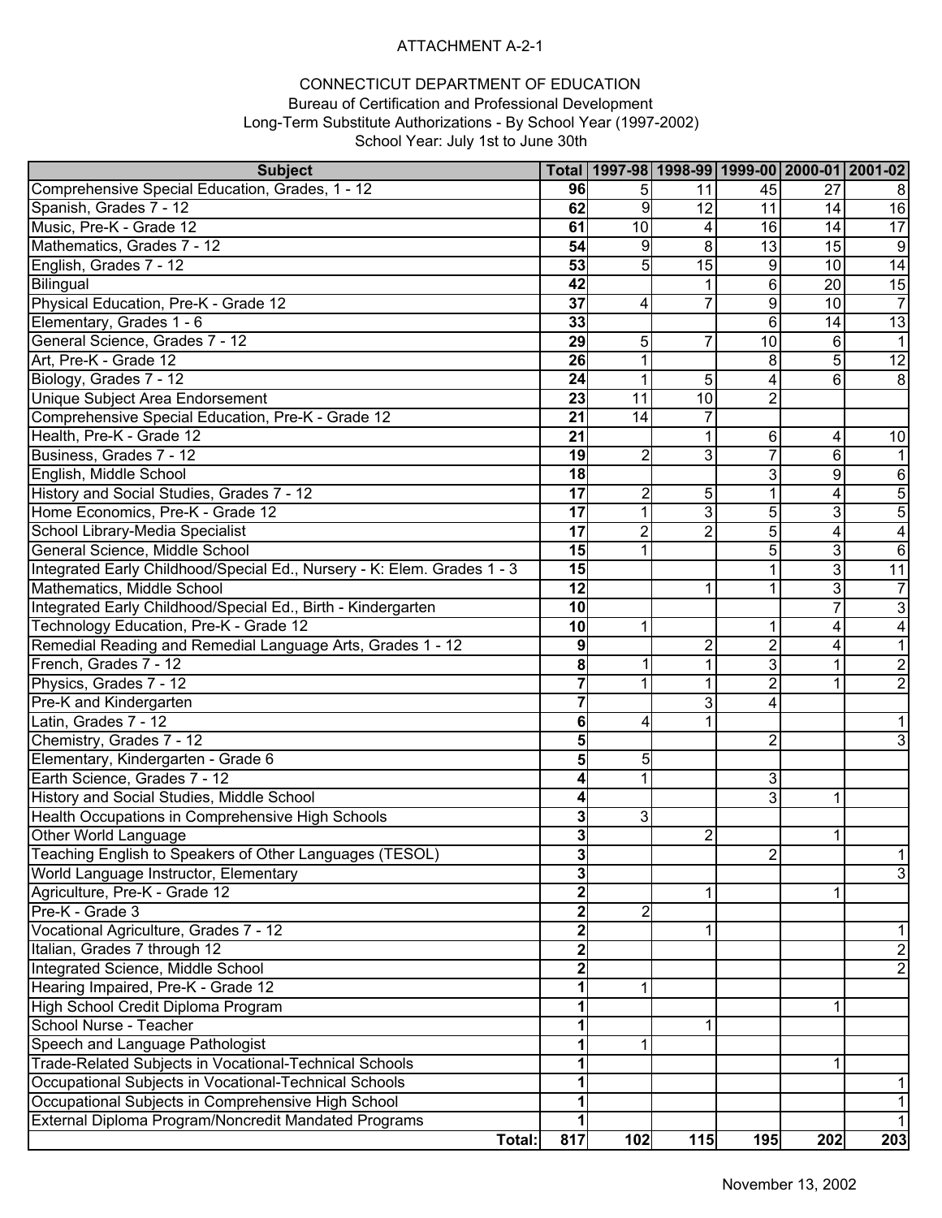ATTACHMENT A-2-1

CONNECTICUT DEPARTMENT OF EDUCATION
Bureau of Certification and Professional Development
Long-Term Substitute Authorizations - By School Year (1997-2002)
School Year: July 1st to June 30th

| Subject | Total | 1997-98 | 1998-99 | 1999-00 | 2000-01 | 2001-02 |
|---|---|---|---|---|---|---|
| Comprehensive Special Education, Grades, 1 - 12 | **96** | 5 | 11 | 45 | 27 | 8 |
| Spanish, Grades 7 - 12 | **62** | 9 | 12 | 11 | 14 | 16 |
| Music, Pre-K - Grade 12 | **61** | 10 | 4 | 16 | 14 | 17 |
| Mathematics, Grades 7 - 12 | **54** | 9 | 8 | 13 | 15 | 9 |
| English, Grades 7 - 12 | **53** | 5 | 15 | 9 | 10 | 14 |
| Bilingual | **42** | | 1 | 6 | 20 | 15 |
| Physical Education, Pre-K - Grade 12 | **37** | 4 | 7 | 9 | 10 | 7 |
| Elementary, Grades 1 - 6 | **33** | | | 6 | 14 | 13 |
| General Science, Grades 7 - 12 | **29** | 5 | 7 | 10 | 6 | 1 |
| Art, Pre-K - Grade 12 | **26** | 1 | | 8 | 5 | 12 |
| Biology, Grades 7 - 12 | **24** | 1 | 5 | 4 | 6 | 8 |
| Unique Subject Area Endorsement | **23** | 11 | 10 | 2 | | |
| Comprehensive Special Education, Pre-K - Grade 12 | **21** | 14 | 7 | | | |
| Health, Pre-K - Grade 12 | **21** | | 1 | 6 | 4 | 10 |
| Business, Grades 7 - 12 | **19** | 2 | 3 | 7 | 6 | 1 |
| English, Middle School | **18** | | | 3 | 9 | 6 |
| History and Social Studies, Grades 7 - 12 | **17** | 2 | 5 | 1 | 4 | 5 |
| Home Economics, Pre-K - Grade 12 | **17** | 1 | 3 | 5 | 3 | 5 |
| School Library-Media Specialist | **17** | 2 | 2 | 5 | 4 | 4 |
| General Science, Middle School | **15** | 1 | | 5 | 3 | 6 |
| Integrated Early Childhood/Special Ed., Nursery - K: Elem. Grades 1 - 3 | **15** | | | 1 | 3 | 11 |
| Mathematics, Middle School | **12** | | 1 | 1 | 3 | 7 |
| Integrated Early Childhood/Special Ed., Birth - Kindergarten | **10** | | | | 7 | 3 |
| Technology Education, Pre-K - Grade 12 | **10** | 1 | | 1 | 4 | 4 |
| Remedial Reading and Remedial Language Arts, Grades 1 - 12 | **9** | | 2 | 2 | 4 | 1 |
| French, Grades 7 - 12 | **8** | 1 | 1 | 3 | 1 | 2 |
| Physics, Grades 7 - 12 | **7** | 1 | 1 | 2 | 1 | 2 |
| Pre-K and Kindergarten | **7** | | 3 | 4 | | |
| Latin, Grades 7 - 12 | **6** | 4 | 1 | | | 1 |
| Chemistry, Grades 7 - 12 | **5** | | | 2 | | 3 |
| Elementary, Kindergarten - Grade 6 | **5** | 5 | | | | |
| Earth Science, Grades 7 - 12 | **4** | 1 | | 3 | | |
| History and Social Studies, Middle School | **4** | | | 3 | 1 | |
| Health Occupations in Comprehensive High Schools | **3** | 3 | | | | |
| Other World Language | **3** | | 2 | | 1 | |
| Teaching English to Speakers of Other Languages (TESOL) | **3** | | | 2 | | 1 |
| World Language Instructor, Elementary | **3** | | | | | 3 |
| Agriculture, Pre-K - Grade 12 | **2** | | 1 | | 1 | |
| Pre-K - Grade 3 | **2** | 2 | | | | |
| Vocational Agriculture, Grades 7 - 12 | **2** | | 1 | | | 1 |
| Italian, Grades 7 through 12 | **2** | | | | | 2 |
| Integrated Science, Middle School | **2** | | | | | 2 |
| Hearing Impaired, Pre-K - Grade 12 | **1** | 1 | | | | |
| High School Credit Diploma Program | **1** | | | | 1 | |
| School Nurse - Teacher | **1** | | 1 | | | |
| Speech and Language Pathologist | **1** | 1 | | | | |
| Trade-Related Subjects in Vocational-Technical Schools | **1** | | | | 1 | |
| Occupational Subjects in Vocational-Technical Schools | **1** | | | | | 1 |
| Occupational Subjects in Comprehensive High School | **1** | | | | | 1 |
| External Diploma Program/Noncredit Mandated Programs | **1** | | | | | 1 |
| **Total:** | **817** | **102** | **115** | **195** | **202** | **203** |

November 13, 2002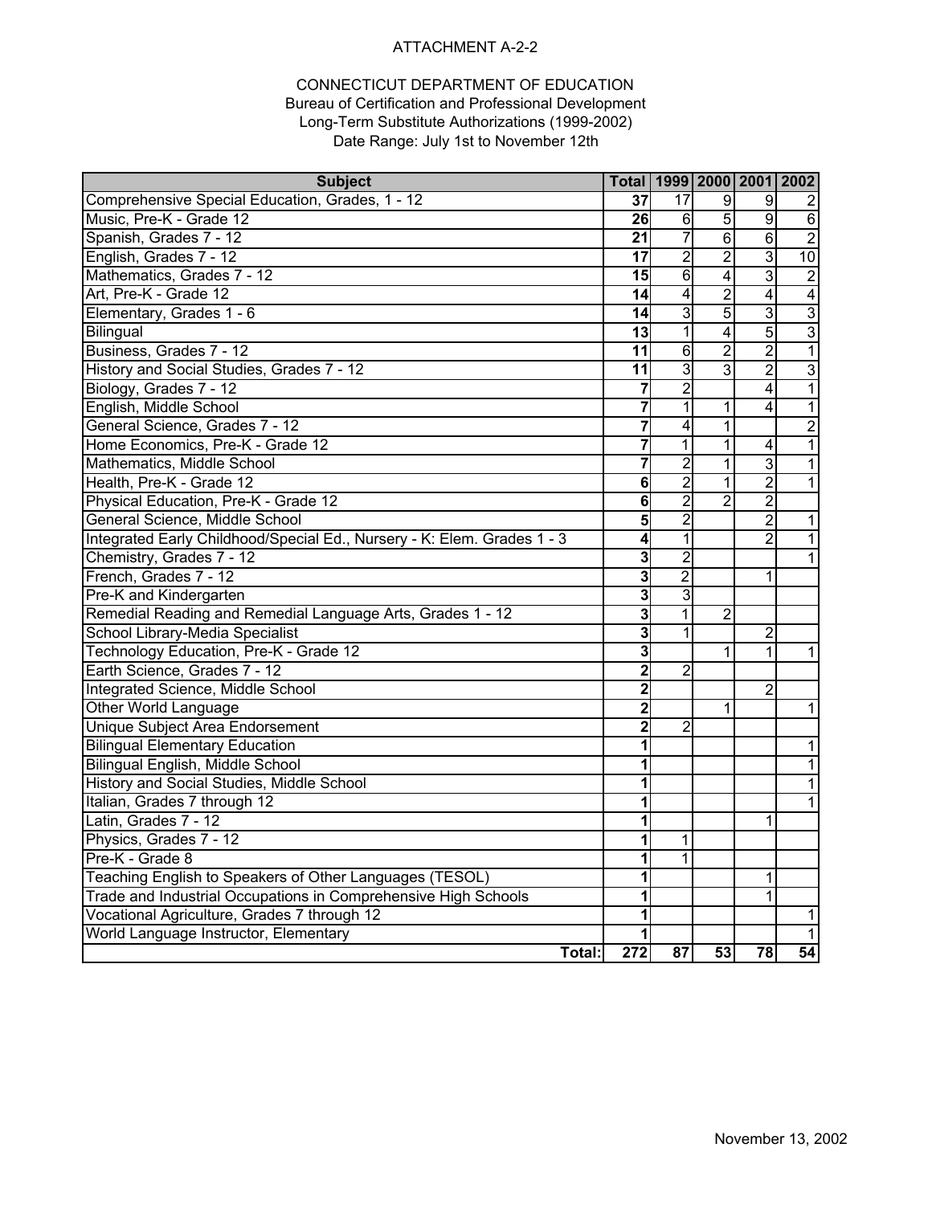ATTACHMENT A-2-2

CONNECTICUT DEPARTMENT OF EDUCATION
Bureau of Certification and Professional Development
Long-Term Substitute Authorizations (1999-2002)
Date Range: July 1st to November 12th

| Subject | Total | 1999 | 2000 | 2001 | 2002 |
|---|---|---|---|---|---|
| Comprehensive Special Education, Grades, 1 - 12 | **37** | 17 | 9 | 9 | 2 |
| Music, Pre-K - Grade 12 | **26** | 6 | 5 | 9 | 6 |
| Spanish, Grades 7 - 12 | **21** | 7 | 6 | 6 | 2 |
| English, Grades 7 - 12 | **17** | 2 | 2 | 3 | 10 |
| Mathematics, Grades 7 - 12 | **15** | 6 | 4 | 3 | 2 |
| Art, Pre-K - Grade 12 | **14** | 4 | 2 | 4 | 4 |
| Elementary, Grades 1 - 6 | **14** | 3 | 5 | 3 | 3 |
| Bilingual | **13** | 1 | 4 | 5 | 3 |
| Business, Grades 7 - 12 | **11** | 6 | 2 | 2 | 1 |
| History and Social Studies, Grades 7 - 12 | **11** | 3 | 3 | 2 | 3 |
| Biology, Grades 7 - 12 | **7** | 2 | | 4 | 1 |
| English, Middle School | **7** | 1 | 1 | 4 | 1 |
| General Science, Grades 7 - 12 | **7** | 4 | 1 | | 2 |
| Home Economics, Pre-K - Grade 12 | **7** | 1 | 1 | 4 | 1 |
| Mathematics, Middle School | **7** | 2 | 1 | 3 | 1 |
| Health, Pre-K - Grade 12 | **6** | 2 | 1 | 2 | 1 |
| Physical Education, Pre-K - Grade 12 | **6** | 2 | 2 | 2 | |
| General Science, Middle School | **5** | 2 | | 2 | 1 |
| Integrated Early Childhood/Special Ed., Nursery - K: Elem. Grades 1 - 3 | **4** | 1 | | 2 | 1 |
| Chemistry, Grades 7 - 12 | **3** | 2 | | | 1 |
| French, Grades 7 - 12 | **3** | 2 | | 1 | |
| Pre-K and Kindergarten | **3** | 3 | | | |
| Remedial Reading and Remedial Language Arts, Grades 1 - 12 | **3** | 1 | 2 | | |
| School Library-Media Specialist | **3** | 1 | | 2 | |
| Technology Education, Pre-K - Grade 12 | **3** | | 1 | 1 | 1 |
| Earth Science, Grades 7 - 12 | **2** | 2 | | | |
| Integrated Science, Middle School | **2** | | | 2 | |
| Other World Language | **2** | | 1 | | 1 |
| Unique Subject Area Endorsement | **2** | 2 | | | |
| Bilingual Elementary Education | **1** | | | | 1 |
| Bilingual English, Middle School | **1** | | | | 1 |
| History and Social Studies, Middle School | **1** | | | | 1 |
| Italian, Grades 7 through 12 | **1** | | | | 1 |
| Latin, Grades 7 - 12 | **1** | | | 1 | |
| Physics, Grades 7 - 12 | **1** | 1 | | | |
| Pre-K - Grade 8 | **1** | 1 | | | |
| Teaching English to Speakers of Other Languages (TESOL) | **1** | | | 1 | |
| Trade and Industrial Occupations in Comprehensive High Schools | **1** | | | 1 | |
| Vocational Agriculture, Grades 7 through 12 | **1** | | | | 1 |
| World Language Instructor, Elementary | **1** | | | | 1 |
| **Total:** | **272** | **87** | **53** | **78** | **54** |

November 13, 2002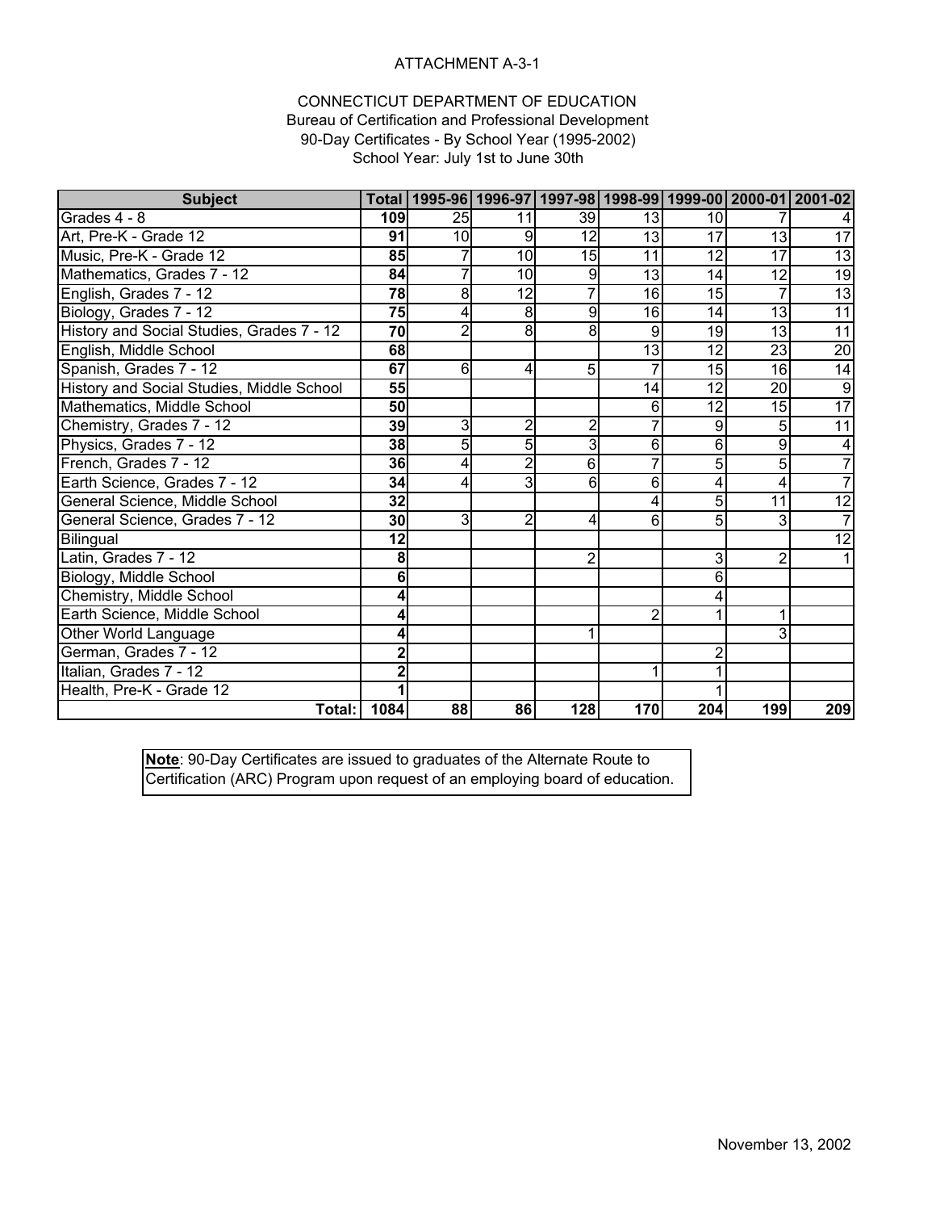ATTACHMENT A-3-1

CONNECTICUT DEPARTMENT OF EDUCATION
Bureau of Certification and Professional Development
90-Day Certificates - By School Year (1995-2002)
School Year: July 1st to June 30th

| Subject | Total | 1995-96 | 1996-97 | 1997-98 | 1998-99 | 1999-00 | 2000-01 | 2001-02 |
|---|---|---|---|---|---|---|---|---|
| Grades 4 - 8 | **109** | 25 | 11 | 39 | 13 | 10 | 7 | 4 |
| Art, Pre-K - Grade 12 | **91** | 10 | 9 | 12 | 13 | 17 | 13 | 17 |
| Music, Pre-K - Grade 12 | **85** | 7 | 10 | 15 | 11 | 12 | 17 | 13 |
| Mathematics, Grades 7 - 12 | **84** | 7 | 10 | 9 | 13 | 14 | 12 | 19 |
| English, Grades 7 - 12 | **78** | 8 | 12 | 7 | 16 | 15 | 7 | 13 |
| Biology, Grades 7 - 12 | **75** | 4 | 8 | 9 | 16 | 14 | 13 | 11 |
| History and Social Studies, Grades 7 - 12 | **70** | 2 | 8 | 8 | 9 | 19 | 13 | 11 |
| English, Middle School | **68** | | | | 13 | 12 | 23 | 20 |
| Spanish, Grades 7 - 12 | **67** | 6 | 4 | 5 | 7 | 15 | 16 | 14 |
| History and Social Studies, Middle School | **55** | | | | 14 | 12 | 20 | 9 |
| Mathematics, Middle School | **50** | | | | 6 | 12 | 15 | 17 |
| Chemistry, Grades 7 - 12 | **39** | 3 | 2 | 2 | 7 | 9 | 5 | 11 |
| Physics, Grades 7 - 12 | **38** | 5 | 5 | 3 | 6 | 6 | 9 | 4 |
| French, Grades 7 - 12 | **36** | 4 | 2 | 6 | 7 | 5 | 5 | 7 |
| Earth Science, Grades 7 - 12 | **34** | 4 | 3 | 6 | 6 | 4 | 4 | 7 |
| General Science, Middle School | **32** | | | | 4 | 5 | 11 | 12 |
| General Science, Grades 7 - 12 | **30** | 3 | 2 | 4 | 6 | 5 | 3 | 7 |
| Bilingual | **12** | | | | | | | 12 |
| Latin, Grades 7 - 12 | **8** | | | 2 | | 3 | 2 | 1 |
| Biology, Middle School | **6** | | | | | 6 | | |
| Chemistry, Middle School | **4** | | | | | 4 | | |
| Earth Science, Middle School | **4** | | | | 2 | 1 | 1 | |
| Other World Language | **4** | | | 1 | | | 3 | |
| German, Grades 7 - 12 | **2** | | | | | 2 | | |
| Italian, Grades 7 - 12 | **2** | | | | 1 | 1 | | |
| Health, Pre-K - Grade 12 | **1** | | | | | 1 | | |
| **Total:** | **1084** | **88** | **86** | **128** | **170** | **204** | **199** | **209** |

**Note**: 90-Day Certificates are issued to graduates of the Alternate Route to Certification (ARC) Program upon request of an employing board of education.

November 13, 2002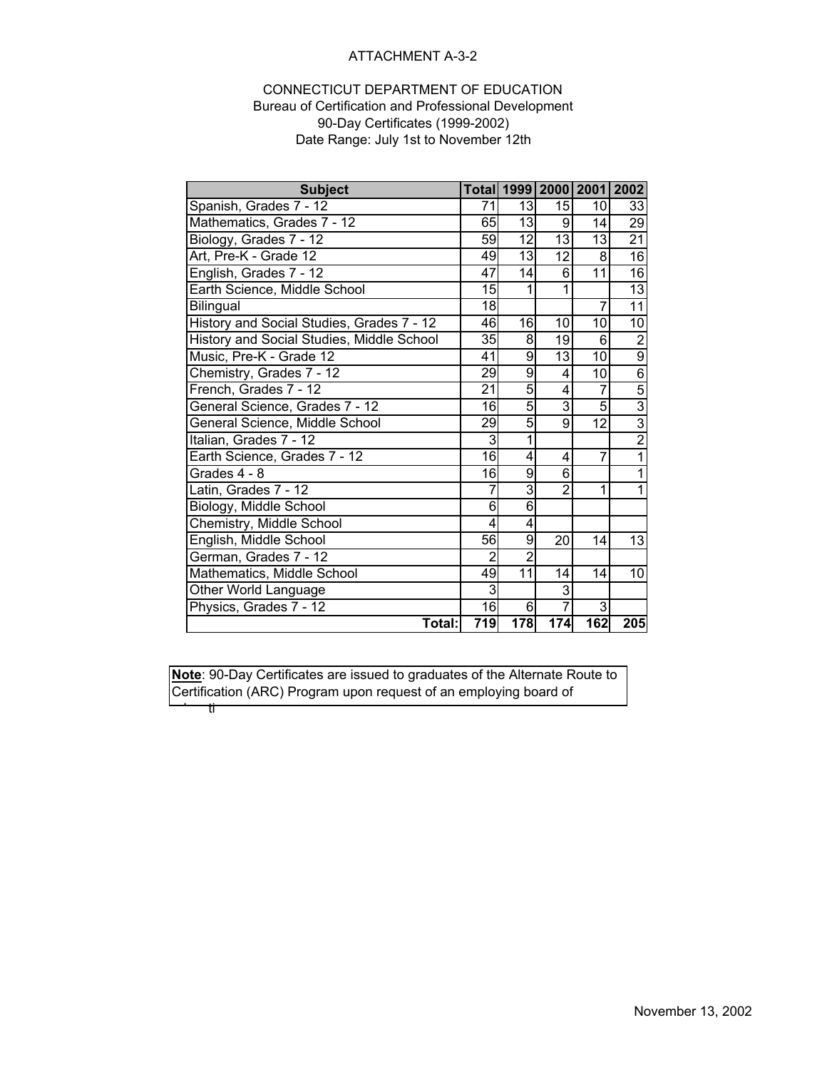ATTACHMENT A-3-2

CONNECTICUT DEPARTMENT OF EDUCATION
Bureau of Certification and Professional Development
90-Day Certificates (1999-2002)
Date Range: July 1st to November 12th

| Subject | Total | 1999 | 2000 | 2001 | 2002 |
|---|---|---|---|---|---|
| Spanish, Grades 7 - 12 | 71 | 13 | 15 | 10 | 33 |
| Mathematics, Grades 7 - 12 | 65 | 13 | 9 | 14 | 29 |
| Biology, Grades 7 - 12 | 59 | 12 | 13 | 13 | 21 |
| Art, Pre-K - Grade 12 | 49 | 13 | 12 | 8 | 16 |
| English, Grades 7 - 12 | 47 | 14 | 6 | 11 | 16 |
| Earth Science, Middle School | 15 | 1 | 1 | | 13 |
| Bilingual | 18 | | | 7 | 11 |
| History and Social Studies, Grades 7 - 12 | 46 | 16 | 10 | 10 | 10 |
| History and Social Studies, Middle School | 35 | 8 | 19 | 6 | 2 |
| Music, Pre-K - Grade 12 | 41 | 9 | 13 | 10 | 9 |
| Chemistry, Grades 7 - 12 | 29 | 9 | 4 | 10 | 6 |
| French, Grades 7 - 12 | 21 | 5 | 4 | 7 | 5 |
| General Science, Grades 7 - 12 | 16 | 5 | 3 | 5 | 3 |
| General Science, Middle School | 29 | 5 | 9 | 12 | 3 |
| Italian, Grades 7 - 12 | 3 | 1 | | | 2 |
| Earth Science, Grades 7 - 12 | 16 | 4 | 4 | 7 | 1 |
| Grades 4 - 8 | 16 | 9 | 6 | | 1 |
| Latin, Grades 7 - 12 | 7 | 3 | 2 | 1 | 1 |
| Biology, Middle School | 6 | 6 | | | |
| Chemistry, Middle School | 4 | 4 | | | |
| English, Middle School | 56 | 9 | 20 | 14 | 13 |
| German, Grades 7 - 12 | 2 | 2 | | | |
| Mathematics, Middle School | 49 | 11 | 14 | 14 | 10 |
| Other World Language | 3 | | 3 | | |
| Physics, Grades 7 - 12 | 16 | 6 | 7 | 3 | |
| **Total:** | **719** | **178** | **174** | **162** | **205** |

**Note**: 90-Day Certificates are issued to graduates of the Alternate Route to Certification (ARC) Program upon request of an employing board of educati

November 13, 2002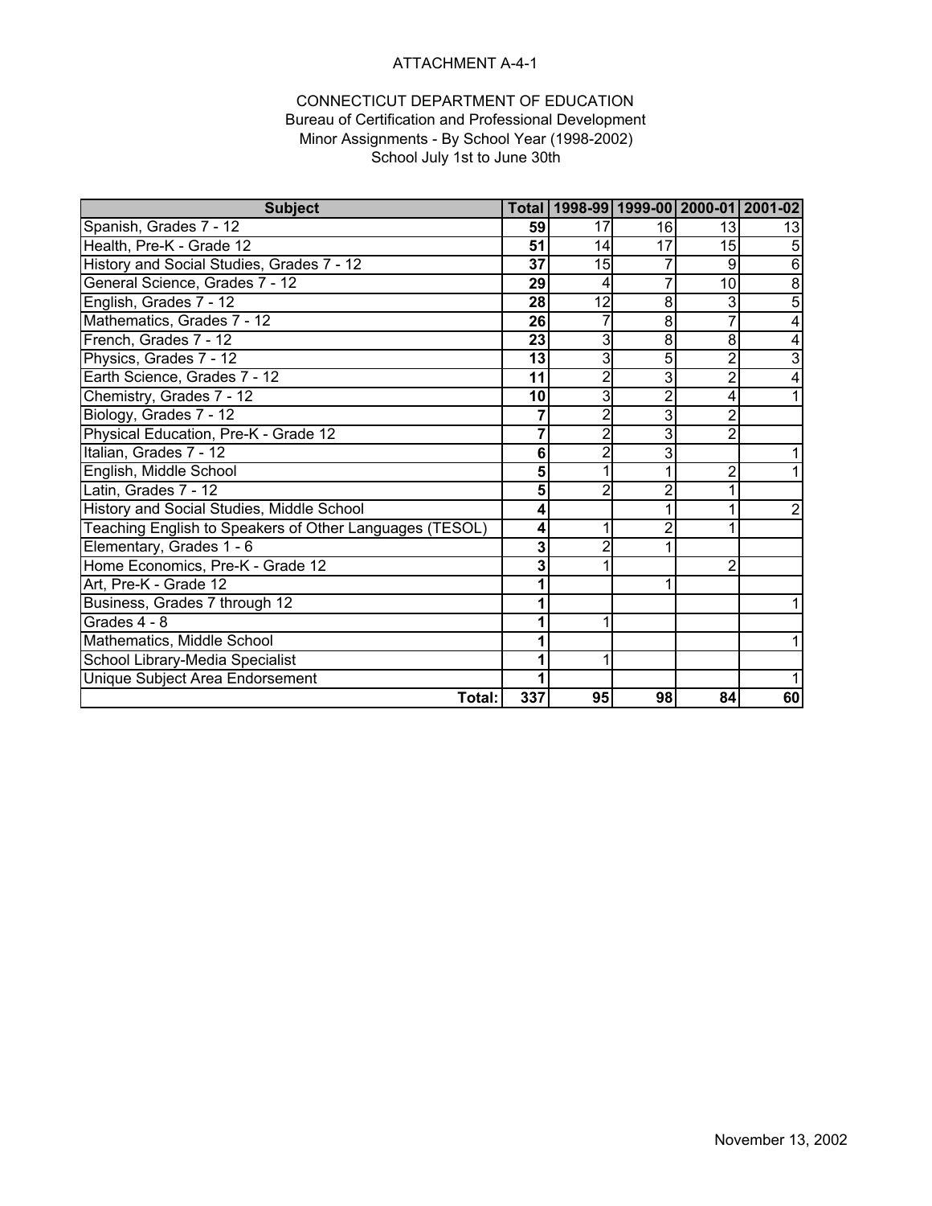ATTACHMENT A-4-1

CONNECTICUT DEPARTMENT OF EDUCATION
Bureau of Certification and Professional Development
Minor Assignments - By School Year (1998-2002)
School July 1st to June 30th

| Subject | Total | 1998-99 | 1999-00 | 2000-01 | 2001-02 |
|---|---|---|---|---|---|
| Spanish, Grades 7 - 12 | **59** | 17 | 16 | 13 | 13 |
| Health, Pre-K - Grade 12 | **51** | 14 | 17 | 15 | 5 |
| History and Social Studies, Grades 7 - 12 | **37** | 15 | 7 | 9 | 6 |
| General Science, Grades 7 - 12 | **29** | 4 | 7 | 10 | 8 |
| English, Grades 7 - 12 | **28** | 12 | 8 | 3 | 5 |
| Mathematics, Grades 7 - 12 | **26** | 7 | 8 | 7 | 4 |
| French, Grades 7 - 12 | **23** | 3 | 8 | 8 | 4 |
| Physics, Grades 7 - 12 | **13** | 3 | 5 | 2 | 3 |
| Earth Science, Grades 7 - 12 | **11** | 2 | 3 | 2 | 4 |
| Chemistry, Grades 7 - 12 | **10** | 3 | 2 | 4 | 1 |
| Biology, Grades 7 - 12 | **7** | 2 | 3 | 2 | |
| Physical Education, Pre-K - Grade 12 | **7** | 2 | 3 | 2 | |
| Italian, Grades 7 - 12 | **6** | 2 | 3 | | 1 |
| English, Middle School | **5** | 1 | 1 | 2 | 1 |
| Latin, Grades 7 - 12 | **5** | 2 | 2 | 1 | |
| History and Social Studies, Middle School | **4** | | 1 | 1 | 2 |
| Teaching English to Speakers of Other Languages (TESOL) | **4** | 1 | 2 | 1 | |
| Elementary, Grades 1 - 6 | **3** | 2 | 1 | | |
| Home Economics, Pre-K - Grade 12 | **3** | 1 | | 2 | |
| Art, Pre-K - Grade 12 | **1** | | 1 | | |
| Business, Grades 7 through 12 | **1** | | | | 1 |
| Grades 4 - 8 | **1** | 1 | | | |
| Mathematics, Middle School | **1** | | | | 1 |
| School Library-Media Specialist | **1** | 1 | | | |
| Unique Subject Area Endorsement | **1** | | | | 1 |
| **Total:** | **337** | **95** | **98** | **84** | **60** |

November 13, 2002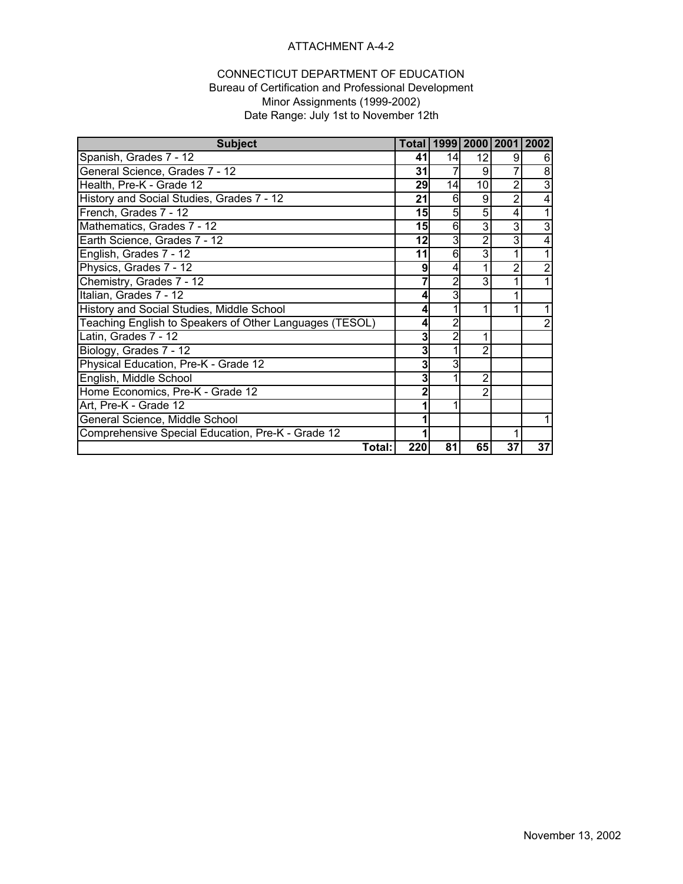ATTACHMENT A-4-2

CONNECTICUT DEPARTMENT OF EDUCATION
Bureau of Certification and Professional Development
Minor Assignments (1999-2002)
Date Range: July 1st to November 12th

| Subject | Total | 1999 | 2000 | 2001 | 2002 |
|---|---|---|---|---|---|
| Spanish, Grades 7 - 12 | **41** | 14 | 12 | 9 | 6 |
| General Science, Grades 7 - 12 | **31** | 7 | 9 | 7 | 8 |
| Health, Pre-K - Grade 12 | **29** | 14 | 10 | 2 | 3 |
| History and Social Studies, Grades 7 - 12 | **21** | 6 | 9 | 2 | 4 |
| French, Grades 7 - 12 | **15** | 5 | 5 | 4 | 1 |
| Mathematics, Grades 7 - 12 | **15** | 6 | 3 | 3 | 3 |
| Earth Science, Grades 7 - 12 | **12** | 3 | 2 | 3 | 4 |
| English, Grades 7 - 12 | **11** | 6 | 3 | 1 | 1 |
| Physics, Grades 7 - 12 | **9** | 4 | 1 | 2 | 2 |
| Chemistry, Grades 7 - 12 | **7** | 2 | 3 | 1 | 1 |
| Italian, Grades 7 - 12 | **4** | 3 | | 1 | |
| History and Social Studies, Middle School | **4** | 1 | 1 | 1 | 1 |
| Teaching English to Speakers of Other Languages (TESOL) | **4** | 2 | | | 2 |
| Latin, Grades 7 - 12 | **3** | 2 | 1 | | |
| Biology, Grades 7 - 12 | **3** | 1 | 2 | | |
| Physical Education, Pre-K - Grade 12 | **3** | 3 | | | |
| English, Middle School | **3** | 1 | 2 | | |
| Home Economics, Pre-K - Grade 12 | **2** | | 2 | | |
| Art, Pre-K - Grade 12 | **1** | 1 | | | |
| General Science, Middle School | **1** | | | | 1 |
| Comprehensive Special Education, Pre-K - Grade 12 | **1** | | | 1 | |
| **Total:** | **220** | **81** | **65** | **37** | **37** |

November 13, 2002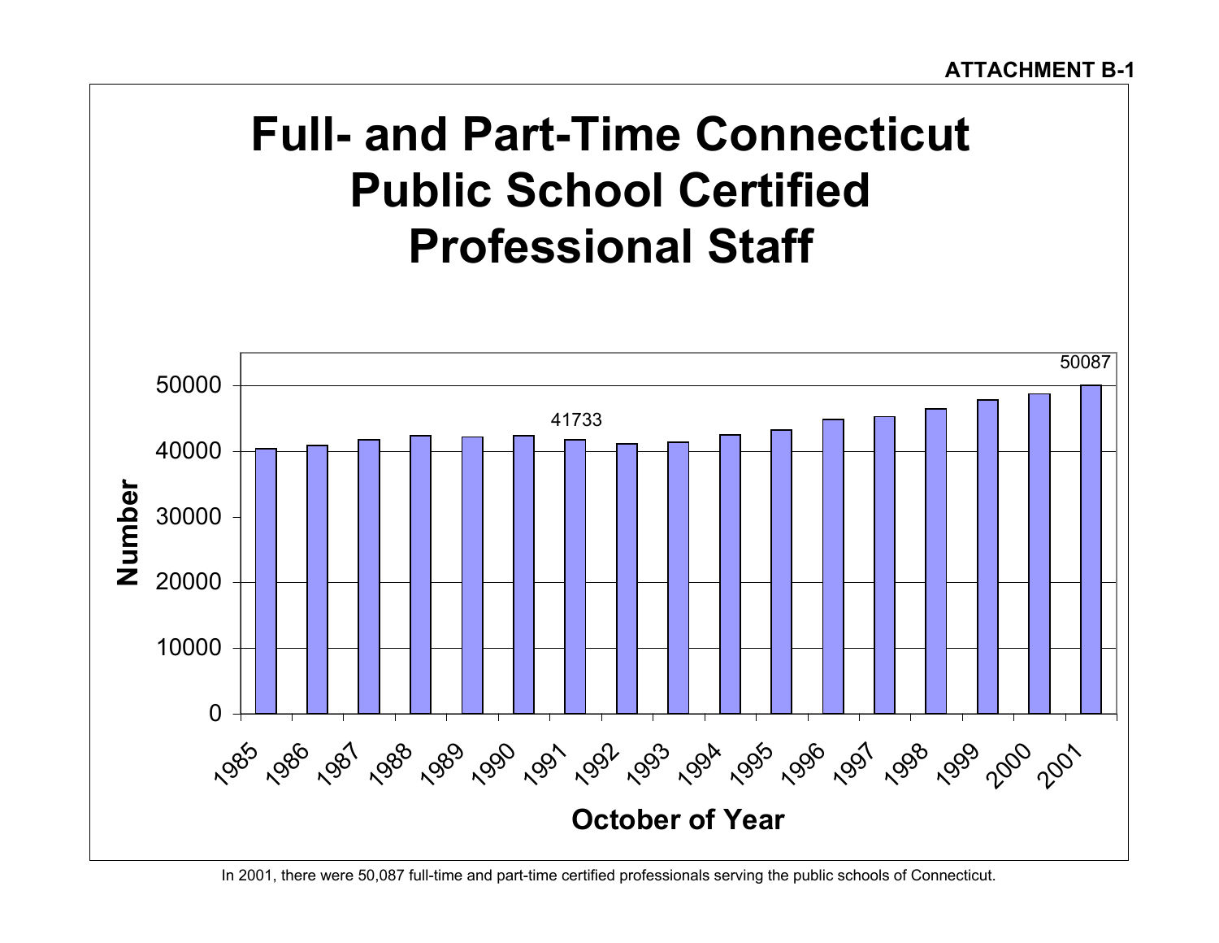ATTACHMENT B-1

# Full- and Part-Time Connecticut Public School Certified Professional Staff

Number

October of Year

| October of Year | Number |
|---|---|
| 1991 | 41733 |
| 2001 | 50087 |

In 2001, there were 50,087 full-time and part-time certified professionals serving the public schools of Connecticut.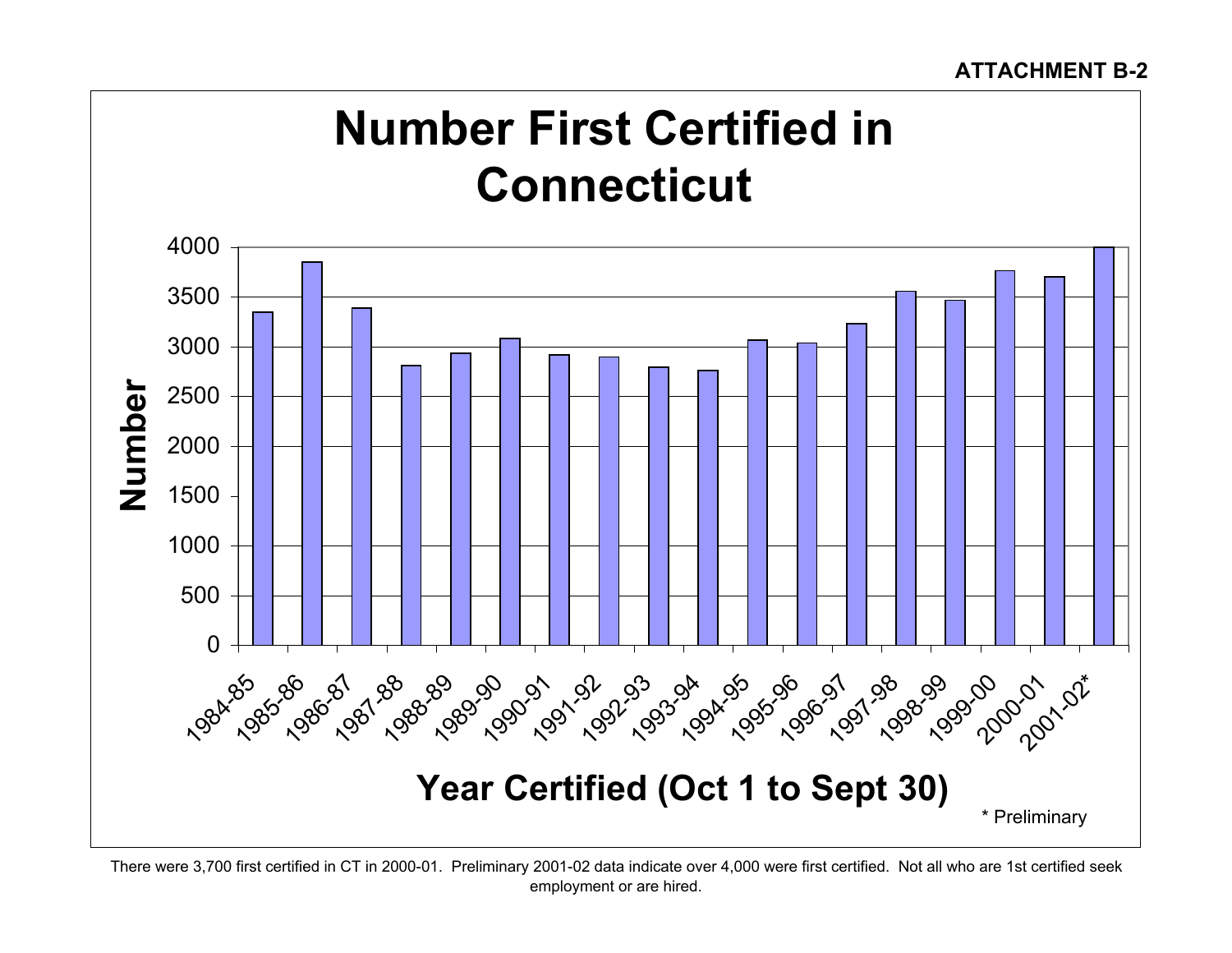**ATTACHMENT B-2**

# Number First Certified in Connecticut

Year Certified (Oct 1 to Sept 30)

* Preliminary

There were 3,700 first certified in CT in 2000-01. Preliminary 2001-02 data indicate over 4,000 were first certified. Not all who are 1st certified seek employment or are hired.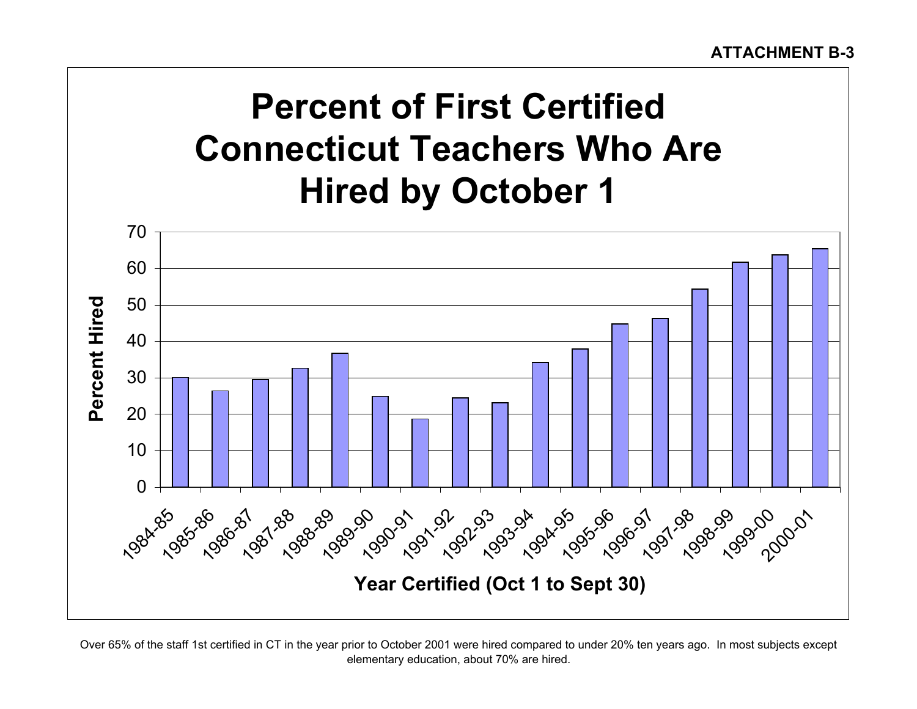ATTACHMENT B-3

# Percent of First Certified Connecticut Teachers Who Are Hired by October 1

| Year Certified (Oct 1 to Sept 30) | Percent Hired |
|---|---|
| 1984-85 | 30 |
| 1985-86 | 26.5 |
| 1986-87 | 29.5 |
| 1987-88 | 32.5 |
| 1988-89 | 36.5 |
| 1989-90 | 25 |
| 1990-91 | 18.5 |
| 1991-92 | 24.5 |
| 1992-93 | 23 |
| 1993-94 | 34 |
| 1994-95 | 38 |
| 1995-96 | 44.5 |
| 1996-97 | 46 |
| 1997-98 | 54.5 |
| 1998-99 | 61.5 |
| 1999-00 | 63.5 |
| 2000-01 | 65.5 |

Over 65% of the staff 1st certified in CT in the year prior to October 2001 were hired compared to under 20% ten years ago. In most subjects except elementary education, about 70% are hired.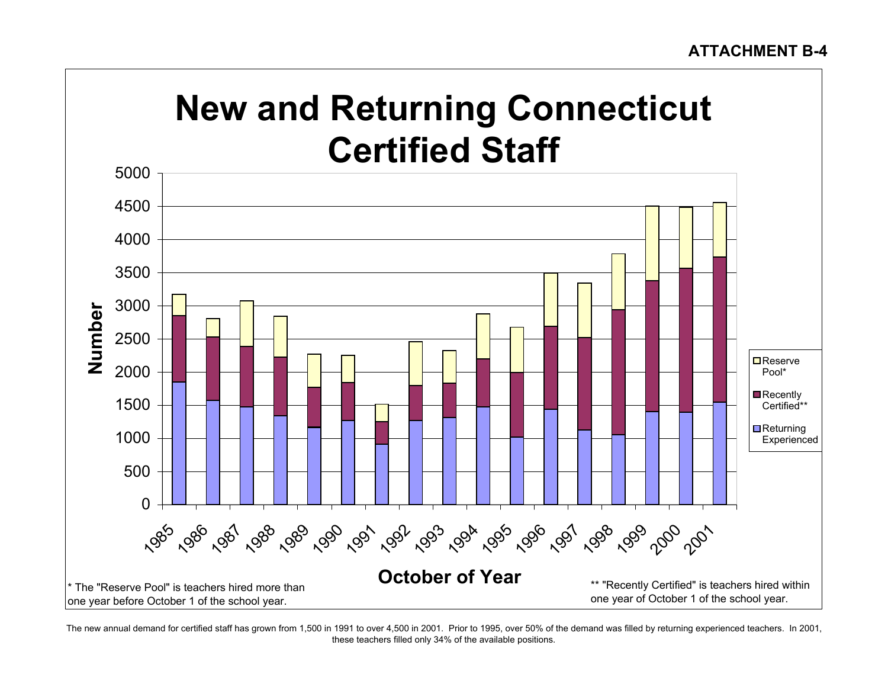**ATTACHMENT B-4**

# New and Returning Connecticut Certified Staff

* The "Reserve Pool" is teachers hired more than one year before October 1 of the school year.

** "Recently Certified" is teachers hired within one year of October 1 of the school year.

The new annual demand for certified staff has grown from 1,500 in 1991 to over 4,500 in 2001. Prior to 1995, over 50% of the demand was filled by returning experienced teachers. In 2001, these teachers filled only 34% of the available positions.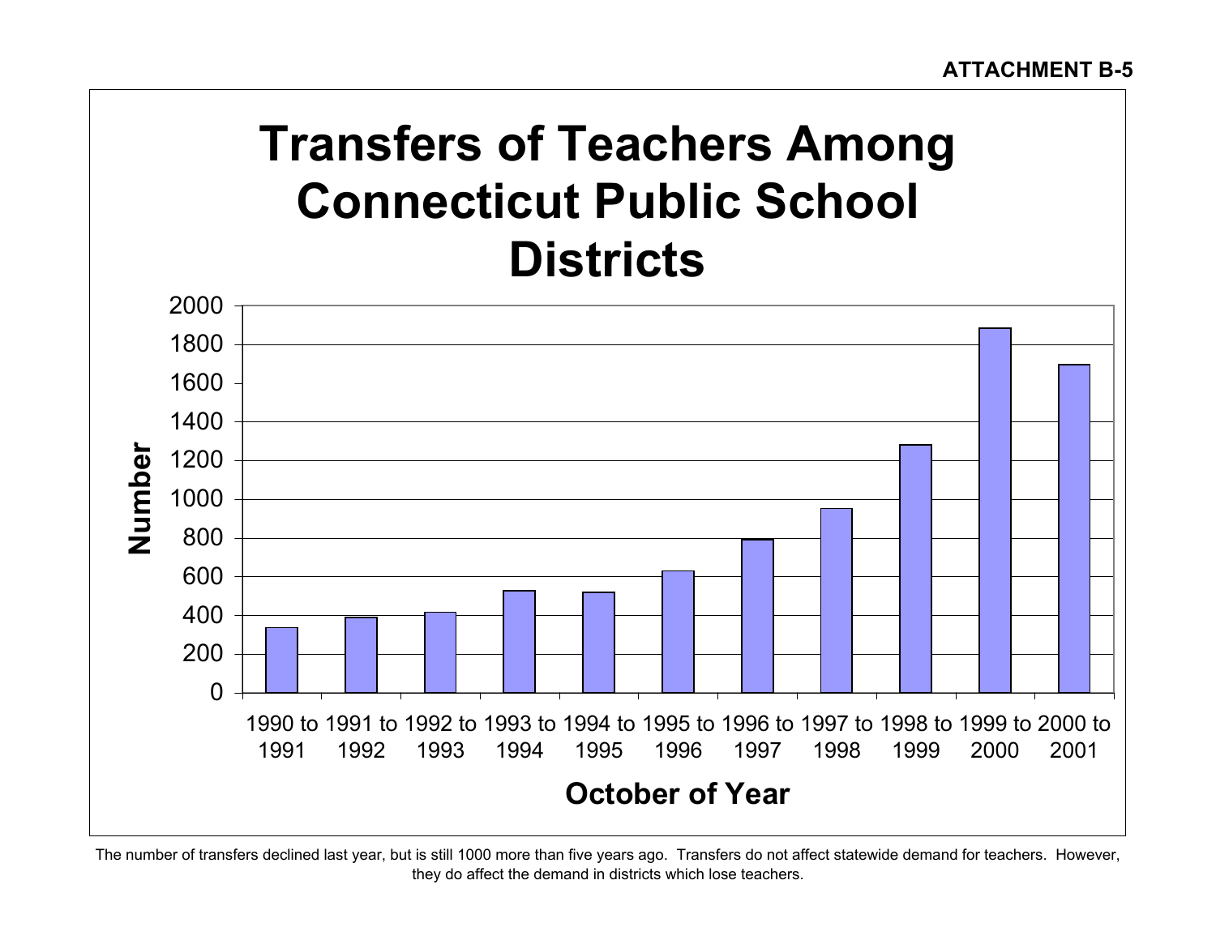**ATTACHMENT B-5**

# Transfers of Teachers Among Connecticut Public School Districts

| October of Year | Number |
|---|---|
| 1990 to 1991 | ~335 |
| 1991 to 1992 | ~390 |
| 1992 to 1993 | ~415 |
| 1993 to 1994 | ~525 |
| 1994 to 1995 | ~520 |
| 1995 to 1996 | ~630 |
| 1996 to 1997 | ~790 |
| 1997 to 1998 | ~950 |
| 1998 to 1999 | ~1280 |
| 1999 to 2000 | ~1885 |
| 2000 to 2001 | ~1695 |

The number of transfers declined last year, but is still 1000 more than five years ago. Transfers do not affect statewide demand for teachers. However, they do affect the demand in districts which lose teachers.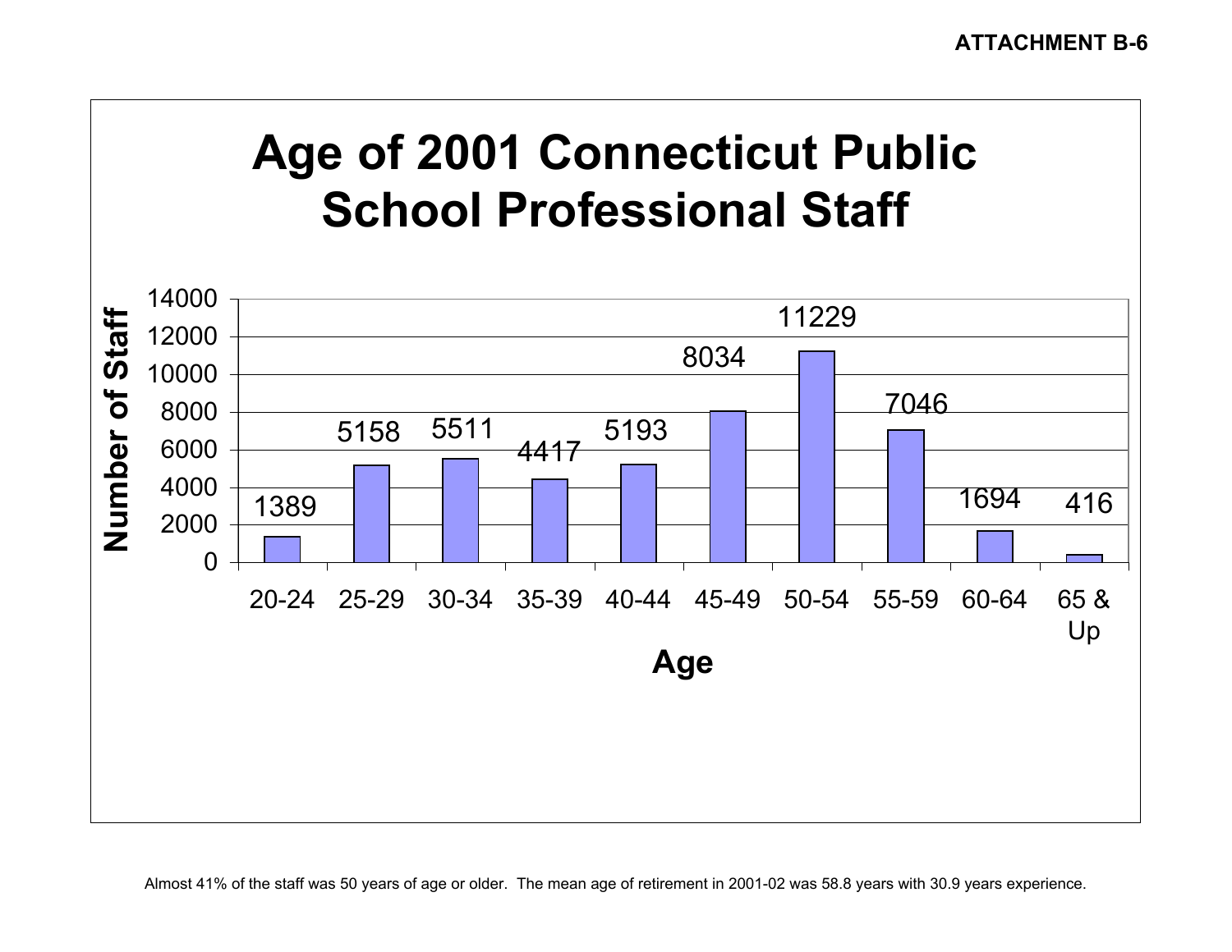**ATTACHMENT B-6**

# Age of 2001 Connecticut Public School Professional Staff

| Age | Number of Staff |
| --- | --- |
| 20-24 | 1389 |
| 25-29 | 5158 |
| 30-34 | 5511 |
| 35-39 | 4417 |
| 40-44 | 5193 |
| 45-49 | 8034 |
| 50-54 | 11229 |
| 55-59 | 7046 |
| 60-64 | 1694 |
| 65 & Up | 416 |

Almost 41% of the staff was 50 years of age or older. The mean age of retirement in 2001-02 was 58.8 years with 30.9 years experience.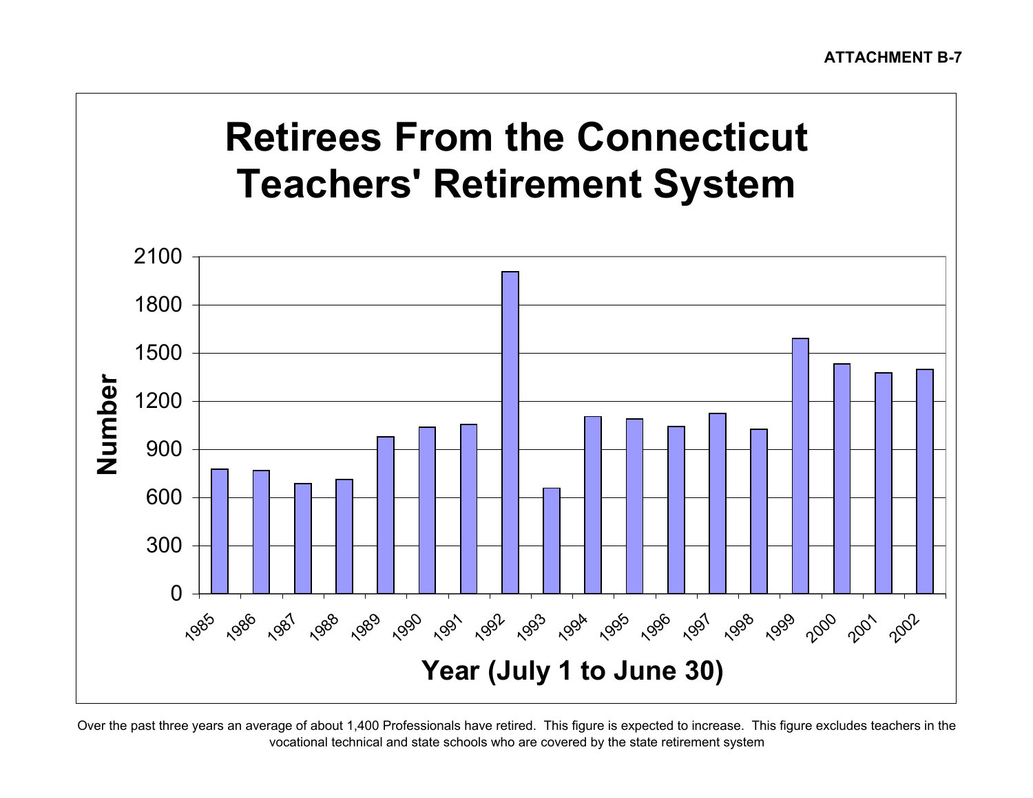ATTACHMENT B-7

# Retirees From the Connecticut Teachers' Retirement System

2100
1800
1500
1200
900
600
300
0

Number

1985 1986 1987 1988 1989 1990 1991 1992 1993 1994 1995 1996 1997 1998 1999 2000 2001 2002

Year (July 1 to June 30)

Over the past three years an average of about 1,400 Professionals have retired. This figure is expected to increase. This figure excludes teachers in the vocational technical and state schools who are covered by the state retirement system